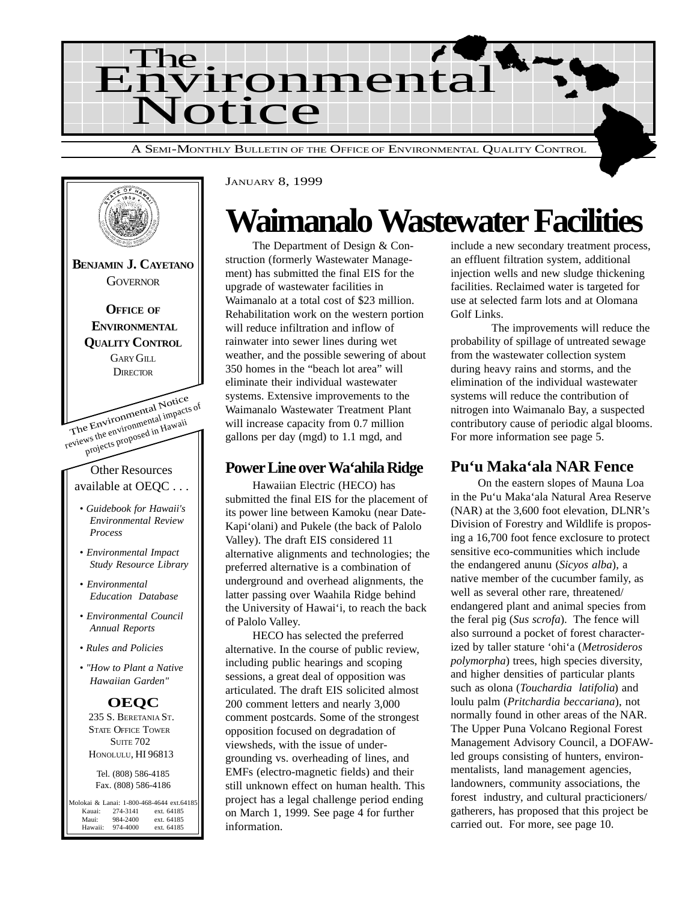# The Environmental Notice

A SEMI-MONTHLY BULLETIN OF THE OFFICE OF ENVIRONMENTAL QUALITY CONTROL

**BENJAMIN J. CAYETANO**
GOVERNOR

**OFFICE OF ENVIRONMENTAL QUALITY CONTROL**
GARY GILL
DIRECTOR

The Environmental Notice reviews the environmental impacts of projects proposed in Hawaii

Other Resources available at OEQC . . .

- *Guidebook for Hawaii's Environmental Review Process*
- *Environmental Impact Study Resource Library*
- *Environmental Education Database*
- *Environmental Council Annual Reports*
- *Rules and Policies*
- *"How to Plant a Native Hawaiian Garden"*

**OEQC**
235 S. BERETANIA ST.
STATE OFFICE TOWER
SUITE 702
HONOLULU, HI 96813

Tel. (808) 586-4185
Fax. (808) 586-4186

Molokai & Lanai: 1-800-468-4644 ext.64185
Kauai: 274-3141 ext. 64185
Maui: 984-2400 ext. 64185
Hawaii: 974-4000 ext. 64185

JANUARY 8, 1999

# Waimanalo Wastewater Facilities

The Department of Design & Construction (formerly Wastewater Management) has submitted the final EIS for the upgrade of wastewater facilities in Waimanalo at a total cost of $23 million. Rehabilitation work on the western portion will reduce infiltration and inflow of rainwater into sewer lines during wet weather, and the possible sewering of about 350 homes in the "beach lot area" will eliminate their individual wastewater systems. Extensive improvements to the Waimanalo Wastewater Treatment Plant will increase capacity from 0.7 million gallons per day (mgd) to 1.1 mgd, and include a new secondary treatment process, an effluent filtration system, additional injection wells and new sludge thickening facilities. Reclaimed water is targeted for use at selected farm lots and at Olomana Golf Links.

The improvements will reduce the probability of spillage of untreated sewage from the wastewater collection system during heavy rains and storms, and the elimination of the individual wastewater systems will reduce the contribution of nitrogen into Waimanalo Bay, a suspected contributory cause of periodic algal blooms. For more information see page 5.

## Power Line over Wa'ahila Ridge

Hawaiian Electric (HECO) has submitted the final EIS for the placement of its power line between Kamoku (near Date-Kapi'olani) and Pukele (the back of Palolo Valley). The draft EIS considered 11 alternative alignments and technologies; the preferred alternative is a combination of underground and overhead alignments, the latter passing over Waahila Ridge behind the University of Hawai'i, to reach the back of Palolo Valley.

HECO has selected the preferred alternative. In the course of public review, including public hearings and scoping sessions, a great deal of opposition was articulated. The draft EIS solicited almost 200 comment letters and nearly 3,000 comment postcards. Some of the strongest opposition focused on degradation of viewsheds, with the issue of undergrounding vs. overheading of lines, and EMFs (electro-magnetic fields) and their still unknown effect on human health. This project has a legal challenge period ending on March 1, 1999. See page 4 for further information.

## Pu'u Maka'ala NAR Fence

On the eastern slopes of Mauna Loa in the Pu'u Maka'ala Natural Area Reserve (NAR) at the 3,600 foot elevation, DLNR's Division of Forestry and Wildlife is proposing a 16,700 foot fence exclosure to protect sensitive eco-communities which include the endangered anunu (*Sicyos alba*), a native member of the cucumber family, as well as several other rare, threatened/endangered plant and animal species from the feral pig (*Sus scrofa*). The fence will also surround a pocket of forest characterized by taller stature 'ohi'a (*Metrosideros polymorpha*) trees, high species diversity, and higher densities of particular plants such as olona (*Touchardia latifolia*) and loulu palm (*Pritchardia beccariana*), not normally found in other areas of the NAR. The Upper Puna Volcano Regional Forest Management Advisory Council, a DOFAW-led groups consisting of hunters, environmentalists, land management agencies, landowners, community associations, the forest industry, and cultural practicioners/gatherers, has proposed that this project be carried out. For more, see page 10.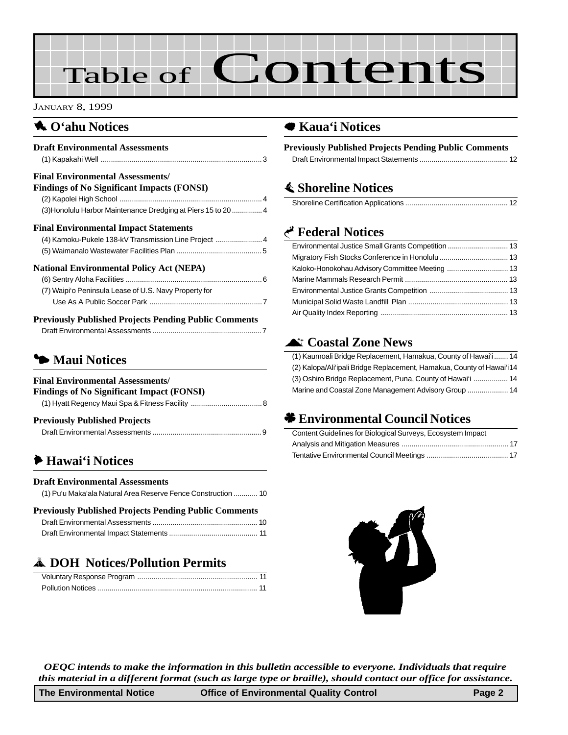# Table of Contents

JANUARY 8, 1999

## O'ahu Notices

### Draft Environmental Assessments

(1) Kapakahi Well ... 3

### Final Environmental Assessments/ Findings of No Significant Impacts (FONSI)

(2) Kapolei High School ... 4

(3)Honolulu Harbor Maintenance Dredging at Piers 15 to 20 ... 4

### Final Environmental Impact Statements

(4) Kamoku-Pukele 138-kV Transmission Line Project ... 4

(5) Waimanalo Wastewater Facilities Plan ... 5

### National Environmental Policy Act (NEPA)

(6) Sentry Aloha Facilities ... 6

(7) Waipi'o Peninsula Lease of U.S. Navy Property for Use As A Public Soccer Park ... 7

### Previously Published Projects Pending Public Comments

Draft Environmental Assessments ... 7

## Maui Notices

### Final Environmental Assessments/ Findings of No Significant Impact (FONSI)

(1) Hyatt Regency Maui Spa & Fitness Facility ... 8

### Previously Published Projects

Draft Environmental Assessments ... 9

## Hawai'i Notices

### Draft Environmental Assessments

(1) Pu'u Maka'ala Natural Area Reserve Fence Construction ... 10

### Previously Published Projects Pending Public Comments

Draft Environmental Assessments ... 10

Draft Environmental Impact Statements ... 11

## DOH Notices/Pollution Permits

Voluntary Response Program ... 11

Pollution Notices ... 11

## Kaua'i Notices

### Previously Published Projects Pending Public Comments

Draft Environmental Impact Statements ... 12

## Shoreline Notices

Shoreline Certification Applications ... 12

## Federal Notices

Environmental Justice Small Grants Competition ... 13

Migratory Fish Stocks Conference in Honolulu ... 13

Kaloko-Honokohau Advisory Committee Meeting ... 13

Marine Mammals Research Permit ... 13

Environmental Justice Grants Competition ... 13

Municipal Solid Waste Landfill Plan ... 13

Air Quality Index Reporting ... 13

## Coastal Zone News

(1) Kaumoali Bridge Replacement, Hamakua, County of Hawai'i ... 14

(2) Kalopa/Ali'ipali Bridge Replacement, Hamakua, County of Hawai'i ... 14

(3) Oshiro Bridge Replacement, Puna, County of Hawai'i ... 14

Marine and Coastal Zone Management Advisory Group ... 14

## Environmental Council Notices

Content Guidelines for Biological Surveys, Ecosystem Impact Analysis and Mitigation Measures ... 17

Tentative Environmental Council Meetings ... 17

*OEQC intends to make the information in this bulletin accessible to everyone. Individuals that require this material in a different format (such as large type or braille), should contact our office for assistance.*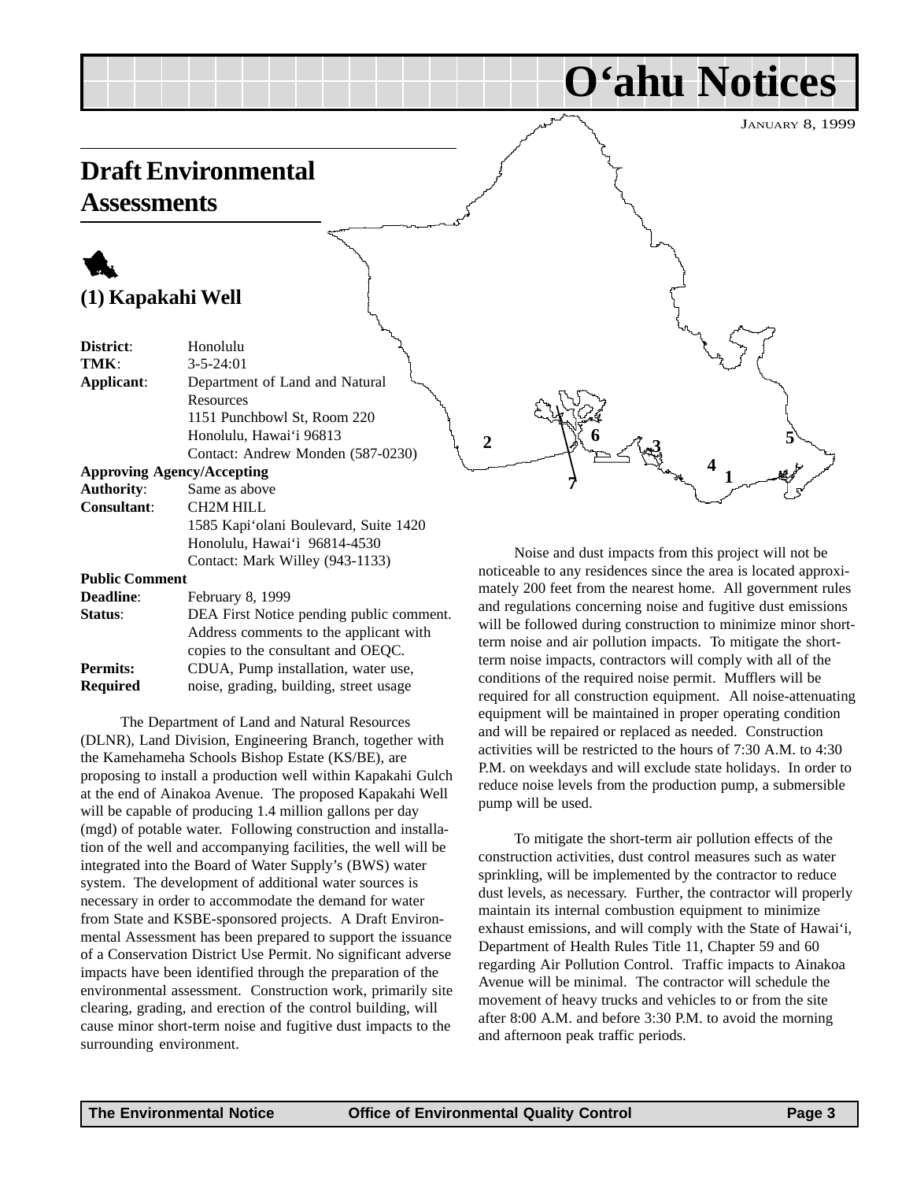# O'ahu Notices

JANUARY 8, 1999

## Draft Environmental Assessments

### (1) Kapakahi Well

**District**: Honolulu
**TMK**: 3-5-24:01
**Applicant**: Department of Land and Natural Resources
1151 Punchbowl St, Room 220
Honolulu, Hawai'i 96813
Contact: Andrew Monden (587-0230)

**Approving Agency/Accepting**
**Authority**: Same as above
**Consultant**: CH2M HILL
1585 Kapi'olani Boulevard, Suite 1420
Honolulu, Hawai'i 96814-4530
Contact: Mark Willey (943-1133)

**Public Comment**
**Deadline**: February 8, 1999
**Status**: DEA First Notice pending public comment. Address comments to the applicant with copies to the consultant and OEQC.
**Permits: Required** CDUA, Pump installation, water use, noise, grading, building, street usage

The Department of Land and Natural Resources (DLNR), Land Division, Engineering Branch, together with the Kamehameha Schools Bishop Estate (KS/BE), are proposing to install a production well within Kapakahi Gulch at the end of Ainakoa Avenue. The proposed Kapakahi Well will be capable of producing 1.4 million gallons per day (mgd) of potable water. Following construction and installation of the well and accompanying facilities, the well will be integrated into the Board of Water Supply's (BWS) water system. The development of additional water sources is necessary in order to accommodate the demand for water from State and KSBE-sponsored projects. A Draft Environmental Assessment has been prepared to support the issuance of a Conservation District Use Permit. No significant adverse impacts have been identified through the preparation of the environmental assessment. Construction work, primarily site clearing, grading, and erection of the control building, will cause minor short-term noise and fugitive dust impacts to the surrounding environment.

Noise and dust impacts from this project will not be noticeable to any residences since the area is located approximately 200 feet from the nearest home. All government rules and regulations concerning noise and fugitive dust emissions will be followed during construction to minimize minor short-term noise and air pollution impacts. To mitigate the short-term noise impacts, contractors will comply with all of the conditions of the required noise permit. Mufflers will be required for all construction equipment. All noise-attenuating equipment will be maintained in proper operating condition and will be repaired or replaced as needed. Construction activities will be restricted to the hours of 7:30 A.M. to 4:30 P.M. on weekdays and will exclude state holidays. In order to reduce noise levels from the production pump, a submersible pump will be used.

To mitigate the short-term air pollution effects of the construction activities, dust control measures such as water sprinkling, will be implemented by the contractor to reduce dust levels, as necessary. Further, the contractor will properly maintain its internal combustion equipment to minimize exhaust emissions, and will comply with the State of Hawai'i, Department of Health Rules Title 11, Chapter 59 and 60 regarding Air Pollution Control. Traffic impacts to Ainakoa Avenue will be minimal. The contractor will schedule the movement of heavy trucks and vehicles to or from the site after 8:00 A.M. and before 3:30 P.M. to avoid the morning and afternoon peak traffic periods.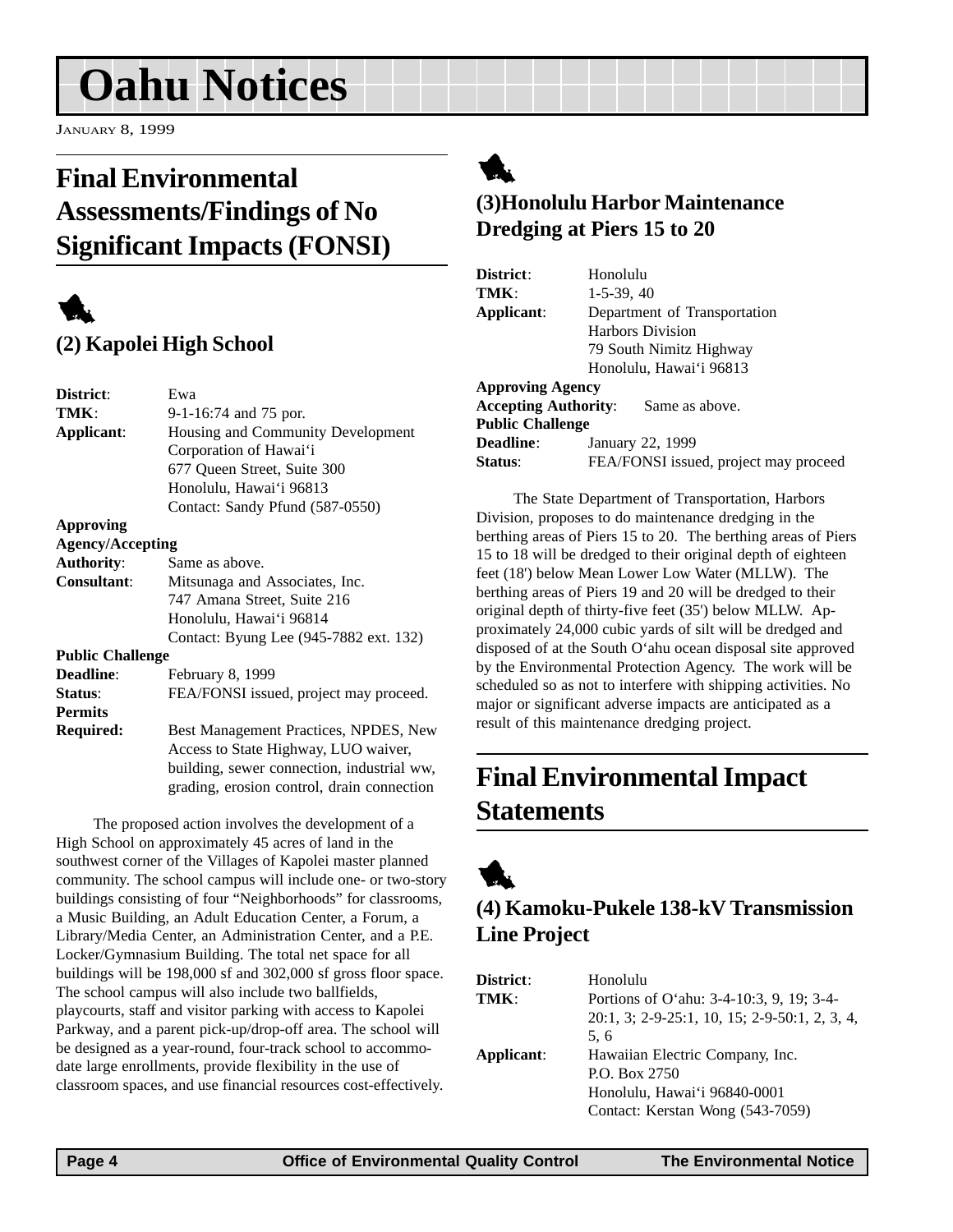# Oahu Notices

January 8, 1999

## Final Environmental Assessments/Findings of No Significant Impacts (FONSI)

### (2) Kapolei High School

| | |
|---|---|
| **District**: | Ewa |
| **TMK**: | 9-1-16:74 and 75 por. |
| **Applicant**: | Housing and Community Development Corporation of Hawai'i<br>677 Queen Street, Suite 300<br>Honolulu, Hawai'i 96813<br>Contact: Sandy Pfund (587-0550) |
| **Approving Agency/Accepting Authority**: | Same as above. |
| **Consultant**: | Mitsunaga and Associates, Inc.<br>747 Amana Street, Suite 216<br>Honolulu, Hawai'i 96814<br>Contact: Byung Lee (945-7882 ext. 132) |
| **Public Challenge Deadline**: | February 8, 1999 |
| **Status**: | FEA/FONSI issued, project may proceed. |
| **Permits Required:** | Best Management Practices, NPDES, New Access to State Highway, LUO waiver, building, sewer connection, industrial ww, grading, erosion control, drain connection |

The proposed action involves the development of a High School on approximately 45 acres of land in the southwest corner of the Villages of Kapolei master planned community. The school campus will include one- or two-story buildings consisting of four "Neighborhoods" for classrooms, a Music Building, an Adult Education Center, a Forum, a Library/Media Center, an Administration Center, and a P.E. Locker/Gymnasium Building. The total net space for all buildings will be 198,000 sf and 302,000 sf gross floor space. The school campus will also include two ballfields, playcourts, staff and visitor parking with access to Kapolei Parkway, and a parent pick-up/drop-off area. The school will be designed as a year-round, four-track school to accommodate large enrollments, provide flexibility in the use of classroom spaces, and use financial resources cost-effectively.

### (3)Honolulu Harbor Maintenance Dredging at Piers 15 to 20

| | |
|---|---|
| **District**: | Honolulu |
| **TMK**: | 1-5-39, 40 |
| **Applicant**: | Department of Transportation<br>Harbors Division<br>79 South Nimitz Highway<br>Honolulu, Hawai'i 96813 |
| **Approving Agency Accepting Authority**: | Same as above. |
| **Public Challenge Deadline**: | January 22, 1999 |
| **Status**: | FEA/FONSI issued, project may proceed |

The State Department of Transportation, Harbors Division, proposes to do maintenance dredging in the berthing areas of Piers 15 to 20. The berthing areas of Piers 15 to 18 will be dredged to their original depth of eighteen feet (18') below Mean Lower Low Water (MLLW). The berthing areas of Piers 19 and 20 will be dredged to their original depth of thirty-five feet (35') below MLLW. Approximately 24,000 cubic yards of silt will be dredged and disposed of at the South O'ahu ocean disposal site approved by the Environmental Protection Agency. The work will be scheduled so as not to interfere with shipping activities. No major or significant adverse impacts are anticipated as a result of this maintenance dredging project.

## Final Environmental Impact Statements

### (4) Kamoku-Pukele 138-kV Transmission Line Project

| | |
|---|---|
| **District**: | Honolulu |
| **TMK**: | Portions of O'ahu: 3-4-10:3, 9, 19; 3-4-20:1, 3; 2-9-25:1, 10, 15; 2-9-50:1, 2, 3, 4, 5, 6 |
| **Applicant**: | Hawaiian Electric Company, Inc.<br>P.O. Box 2750<br>Honolulu, Hawai'i 96840-0001<br>Contact: Kerstan Wong (543-7059) |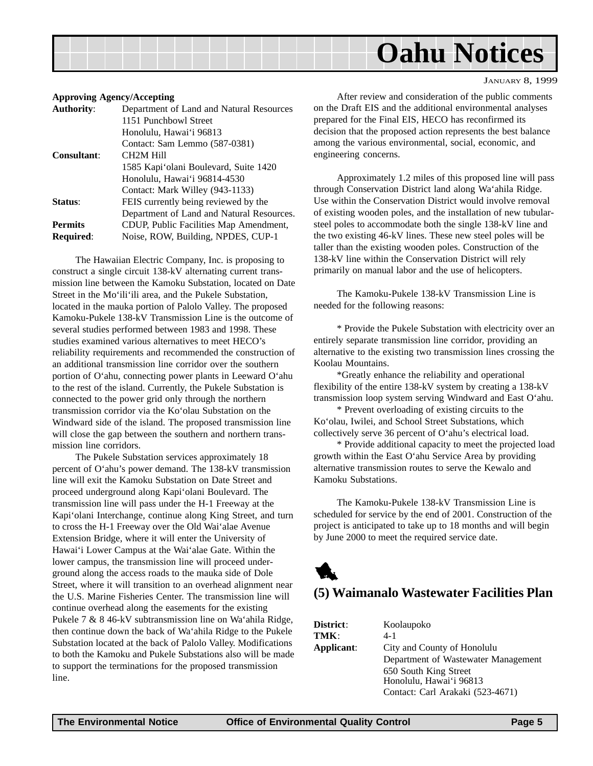**Approving Agency/Accepting**

| | |
|---|---|
| **Authority**: | Department of Land and Natural Resources<br>1151 Punchbowl Street<br>Honolulu, Hawai‘i 96813<br>Contact: Sam Lemmo (587-0381) |
| **Consultant**: | CH2M Hill<br>1585 Kapi‘olani Boulevard, Suite 1420<br>Honolulu, Hawai‘i 96814-4530<br>Contact: Mark Willey (943-1133) |
| **Status**: | FEIS currently being reviewed by the Department of Land and Natural Resources. |
| **Permits Required**: | CDUP, Public Facilities Map Amendment, Noise, ROW, Building, NPDES, CUP-1 |

The Hawaiian Electric Company, Inc. is proposing to construct a single circuit 138-kV alternating current transmission line between the Kamoku Substation, located on Date Street in the Mo‘ili‘ili area, and the Pukele Substation, located in the mauka portion of Palolo Valley. The proposed Kamoku-Pukele 138-kV Transmission Line is the outcome of several studies performed between 1983 and 1998. These studies examined various alternatives to meet HECO's reliability requirements and recommended the construction of an additional transmission line corridor over the southern portion of O‘ahu, connecting power plants in Leeward O‘ahu to the rest of the island. Currently, the Pukele Substation is connected to the power grid only through the northern transmission corridor via the Ko‘olau Substation on the Windward side of the island. The proposed transmission line will close the gap between the southern and northern transmission line corridors.

The Pukele Substation services approximately 18 percent of O‘ahu's power demand. The 138-kV transmission line will exit the Kamoku Substation on Date Street and proceed underground along Kapi‘olani Boulevard. The transmission line will pass under the H-1 Freeway at the Kapi‘olani Interchange, continue along King Street, and turn to cross the H-1 Freeway over the Old Wai‘alae Avenue Extension Bridge, where it will enter the University of Hawai‘i Lower Campus at the Wai‘alae Gate. Within the lower campus, the transmission line will proceed underground along the access roads to the mauka side of Dole Street, where it will transition to an overhead alignment near the U.S. Marine Fisheries Center. The transmission line will continue overhead along the easements for the existing Pukele 7 & 8 46-kV subtransmission line on Wa‘ahila Ridge, then continue down the back of Wa‘ahila Ridge to the Pukele Substation located at the back of Palolo Valley. Modifications to both the Kamoku and Pukele Substations also will be made to support the terminations for the proposed transmission line.

After review and consideration of the public comments on the Draft EIS and the additional environmental analyses prepared for the Final EIS, HECO has reconfirmed its decision that the proposed action represents the best balance among the various environmental, social, economic, and engineering concerns.

Approximately 1.2 miles of this proposed line will pass through Conservation District land along Wa‘ahila Ridge. Use within the Conservation District would involve removal of existing wooden poles, and the installation of new tubular-steel poles to accommodate both the single 138-kV line and the two existing 46-kV lines. These new steel poles will be taller than the existing wooden poles. Construction of the 138-kV line within the Conservation District will rely primarily on manual labor and the use of helicopters.

The Kamoku-Pukele 138-kV Transmission Line is needed for the following reasons:

* Provide the Pukele Substation with electricity over an entirely separate transmission line corridor, providing an alternative to the existing two transmission lines crossing the Koolau Mountains.

*Greatly enhance the reliability and operational flexibility of the entire 138-kV system by creating a 138-kV transmission loop system serving Windward and East O‘ahu.

* Prevent overloading of existing circuits to the Ko‘olau, Iwilei, and School Street Substations, which collectively serve 36 percent of O‘ahu's electrical load.

* Provide additional capacity to meet the projected load growth within the East O‘ahu Service Area by providing alternative transmission routes to serve the Kewalo and Kamoku Substations.

The Kamoku-Pukele 138-kV Transmission Line is scheduled for service by the end of 2001. Construction of the project is anticipated to take up to 18 months and will begin by June 2000 to meet the required service date.

## (5) Waimanalo Wastewater Facilities Plan

| | |
|---|---|
| **District**: | Koolaupoko |
| **TMK**: | 4-1 |
| **Applicant**: | City and County of Honolulu<br>Department of Wastewater Management<br>650 South King Street<br>Honolulu, Hawai‘i 96813<br>Contact: Carl Arakaki (523-4671) |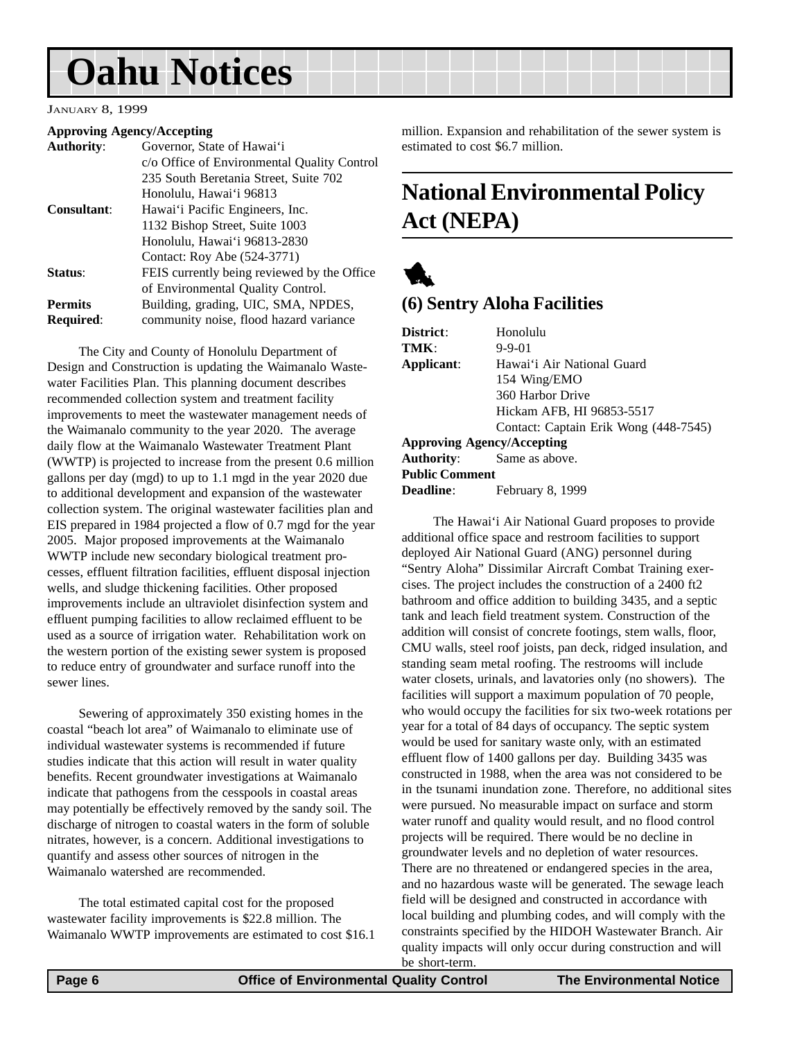# Oahu Notices

JANUARY 8, 1999

**Approving Agency/Accepting**
**Authority**: Governor, State of Hawai'i
c/o Office of Environmental Quality Control
235 South Beretania Street, Suite 702
Honolulu, Hawai'i 96813
**Consultant**: Hawai'i Pacific Engineers, Inc.
1132 Bishop Street, Suite 1003
Honolulu, Hawai'i 96813-2830
Contact: Roy Abe (524-3771)
**Status**: FEIS currently being reviewed by the Office of Environmental Quality Control.
**Permits Required**: Building, grading, UIC, SMA, NPDES, community noise, flood hazard variance

The City and County of Honolulu Department of Design and Construction is updating the Waimanalo Wastewater Facilities Plan. This planning document describes recommended collection system and treatment facility improvements to meet the wastewater management needs of the Waimanalo community to the year 2020. The average daily flow at the Waimanalo Wastewater Treatment Plant (WWTP) is projected to increase from the present 0.6 million gallons per day (mgd) to up to 1.1 mgd in the year 2020 due to additional development and expansion of the wastewater collection system. The original wastewater facilities plan and EIS prepared in 1984 projected a flow of 0.7 mgd for the year 2005. Major proposed improvements at the Waimanalo WWTP include new secondary biological treatment processes, effluent filtration facilities, effluent disposal injection wells, and sludge thickening facilities. Other proposed improvements include an ultraviolet disinfection system and effluent pumping facilities to allow reclaimed effluent to be used as a source of irrigation water. Rehabilitation work on the western portion of the existing sewer system is proposed to reduce entry of groundwater and surface runoff into the sewer lines.

Sewering of approximately 350 existing homes in the coastal "beach lot area" of Waimanalo to eliminate use of individual wastewater systems is recommended if future studies indicate that this action will result in water quality benefits. Recent groundwater investigations at Waimanalo indicate that pathogens from the cesspools in coastal areas may potentially be effectively removed by the sandy soil. The discharge of nitrogen to coastal waters in the form of soluble nitrates, however, is a concern. Additional investigations to quantify and assess other sources of nitrogen in the Waimanalo watershed are recommended.

The total estimated capital cost for the proposed wastewater facility improvements is $22.8 million. The Waimanalo WWTP improvements are estimated to cost $16.1 million. Expansion and rehabilitation of the sewer system is estimated to cost $6.7 million.

## National Environmental Policy Act (NEPA)

### (6) Sentry Aloha Facilities

**District**: Honolulu
**TMK**: 9-9-01
**Applicant**: Hawai'i Air National Guard
154 Wing/EMO
360 Harbor Drive
Hickam AFB, HI 96853-5517
Contact: Captain Erik Wong (448-7545)
**Approving Agency/Accepting Authority**: Same as above.
**Public Comment Deadline**: February 8, 1999

The Hawai'i Air National Guard proposes to provide additional office space and restroom facilities to support deployed Air National Guard (ANG) personnel during "Sentry Aloha" Dissimilar Aircraft Combat Training exercises. The project includes the construction of a 2400 ft2 bathroom and office addition to building 3435, and a septic tank and leach field treatment system. Construction of the addition will consist of concrete footings, stem walls, floor, CMU walls, steel roof joists, pan deck, ridged insulation, and standing seam metal roofing. The restrooms will include water closets, urinals, and lavatories only (no showers). The facilities will support a maximum population of 70 people, who would occupy the facilities for six two-week rotations per year for a total of 84 days of occupancy. The septic system would be used for sanitary waste only, with an estimated effluent flow of 1400 gallons per day. Building 3435 was constructed in 1988, when the area was not considered to be in the tsunami inundation zone. Therefore, no additional sites were pursued. No measurable impact on surface and storm water runoff and quality would result, and no flood control projects will be required. There would be no decline in groundwater levels and no depletion of water resources. There are no threatened or endangered species in the area, and no hazardous waste will be generated. The sewage leach field will be designed and constructed in accordance with local building and plumbing codes, and will comply with the constraints specified by the HIDOH Wastewater Branch. Air quality impacts will only occur during construction and will be short-term.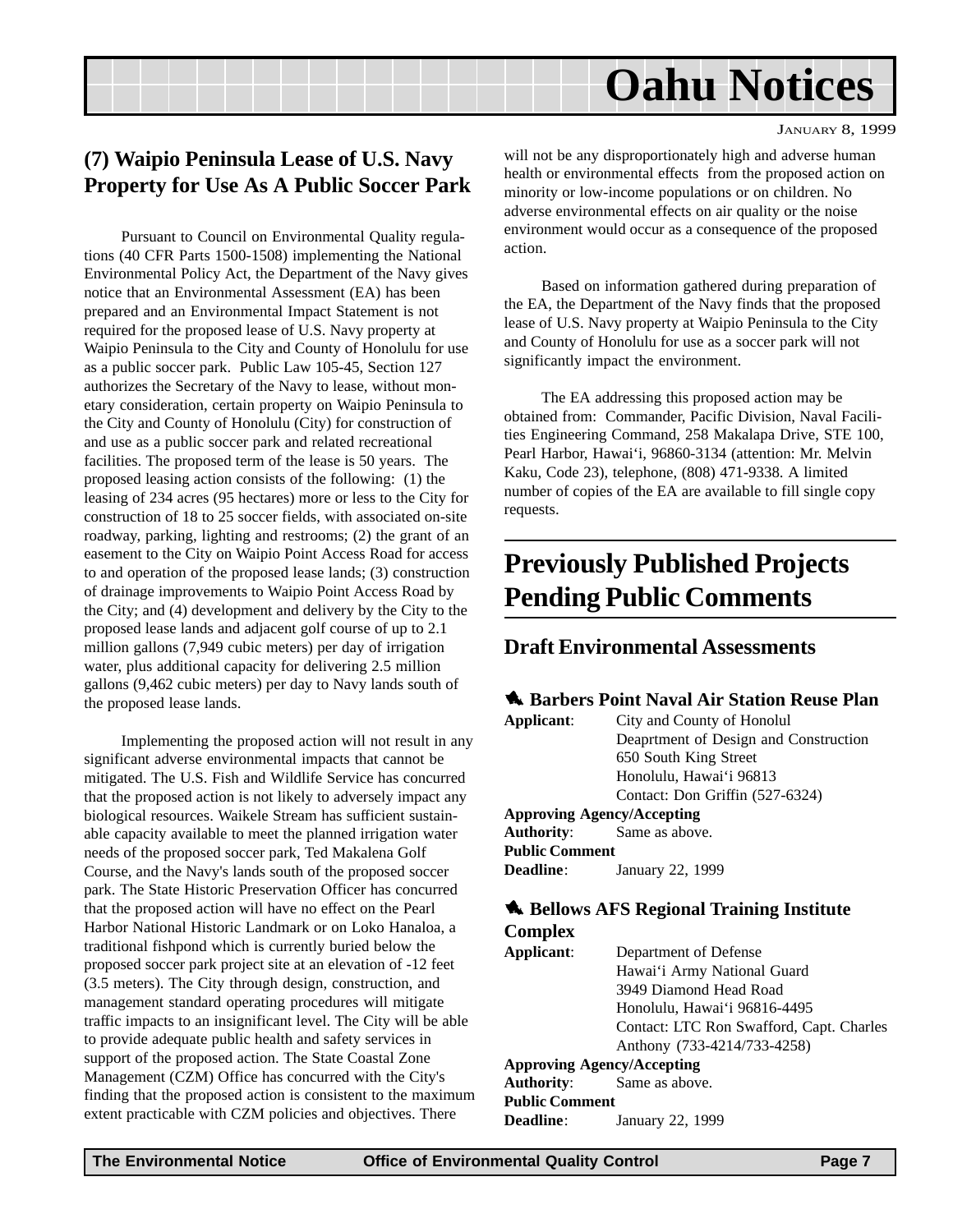# Oahu Notices

JANUARY 8, 1999

## (7) Waipio Peninsula Lease of U.S. Navy Property for Use As A Public Soccer Park

Pursuant to Council on Environmental Quality regulations (40 CFR Parts 1500-1508) implementing the National Environmental Policy Act, the Department of the Navy gives notice that an Environmental Assessment (EA) has been prepared and an Environmental Impact Statement is not required for the proposed lease of U.S. Navy property at Waipio Peninsula to the City and County of Honolulu for use as a public soccer park. Public Law 105-45, Section 127 authorizes the Secretary of the Navy to lease, without monetary consideration, certain property on Waipio Peninsula to the City and County of Honolulu (City) for construction of and use as a public soccer park and related recreational facilities. The proposed term of the lease is 50 years. The proposed leasing action consists of the following: (1) the leasing of 234 acres (95 hectares) more or less to the City for construction of 18 to 25 soccer fields, with associated on-site roadway, parking, lighting and restrooms; (2) the grant of an easement to the City on Waipio Point Access Road for access to and operation of the proposed lease lands; (3) construction of drainage improvements to Waipio Point Access Road by the City; and (4) development and delivery by the City to the proposed lease lands and adjacent golf course of up to 2.1 million gallons (7,949 cubic meters) per day of irrigation water, plus additional capacity for delivering 2.5 million gallons (9,462 cubic meters) per day to Navy lands south of the proposed lease lands.

Implementing the proposed action will not result in any significant adverse environmental impacts that cannot be mitigated. The U.S. Fish and Wildlife Service has concurred that the proposed action is not likely to adversely impact any biological resources. Waikele Stream has sufficient sustainable capacity available to meet the planned irrigation water needs of the proposed soccer park, Ted Makalena Golf Course, and the Navy's lands south of the proposed soccer park. The State Historic Preservation Officer has concurred that the proposed action will have no effect on the Pearl Harbor National Historic Landmark or on Loko Hanaloa, a traditional fishpond which is currently buried below the proposed soccer park project site at an elevation of -12 feet (3.5 meters). The City through design, construction, and management standard operating procedures will mitigate traffic impacts to an insignificant level. The City will be able to provide adequate public health and safety services in support of the proposed action. The State Coastal Zone Management (CZM) Office has concurred with the City's finding that the proposed action is consistent to the maximum extent practicable with CZM policies and objectives. There will not be any disproportionately high and adverse human health or environmental effects from the proposed action on minority or low-income populations or on children. No adverse environmental effects on air quality or the noise environment would occur as a consequence of the proposed action.

Based on information gathered during preparation of the EA, the Department of the Navy finds that the proposed lease of U.S. Navy property at Waipio Peninsula to the City and County of Honolulu for use as a soccer park will not significantly impact the environment.

The EA addressing this proposed action may be obtained from: Commander, Pacific Division, Naval Facilities Engineering Command, 258 Makalapa Drive, STE 100, Pearl Harbor, Hawai'i, 96860-3134 (attention: Mr. Melvin Kaku, Code 23), telephone, (808) 471-9338. A limited number of copies of the EA are available to fill single copy requests.

# Previously Published Projects Pending Public Comments

## Draft Environmental Assessments

### Barbers Point Naval Air Station Reuse Plan

**Applicant**: City and County of Honolul
Deaprtment of Design and Construction
650 South King Street
Honolulu, Hawai'i 96813
Contact: Don Griffin (527-6324)

**Approving Agency/Accepting Authority**: Same as above.

**Public Comment Deadline**: January 22, 1999

### Bellows AFS Regional Training Institute Complex

**Applicant**: Department of Defense
Hawai'i Army National Guard
3949 Diamond Head Road
Honolulu, Hawai'i 96816-4495
Contact: LTC Ron Swafford, Capt. Charles Anthony (733-4214/733-4258)

**Approving Agency/Accepting Authority**: Same as above.

**Public Comment Deadline**: January 22, 1999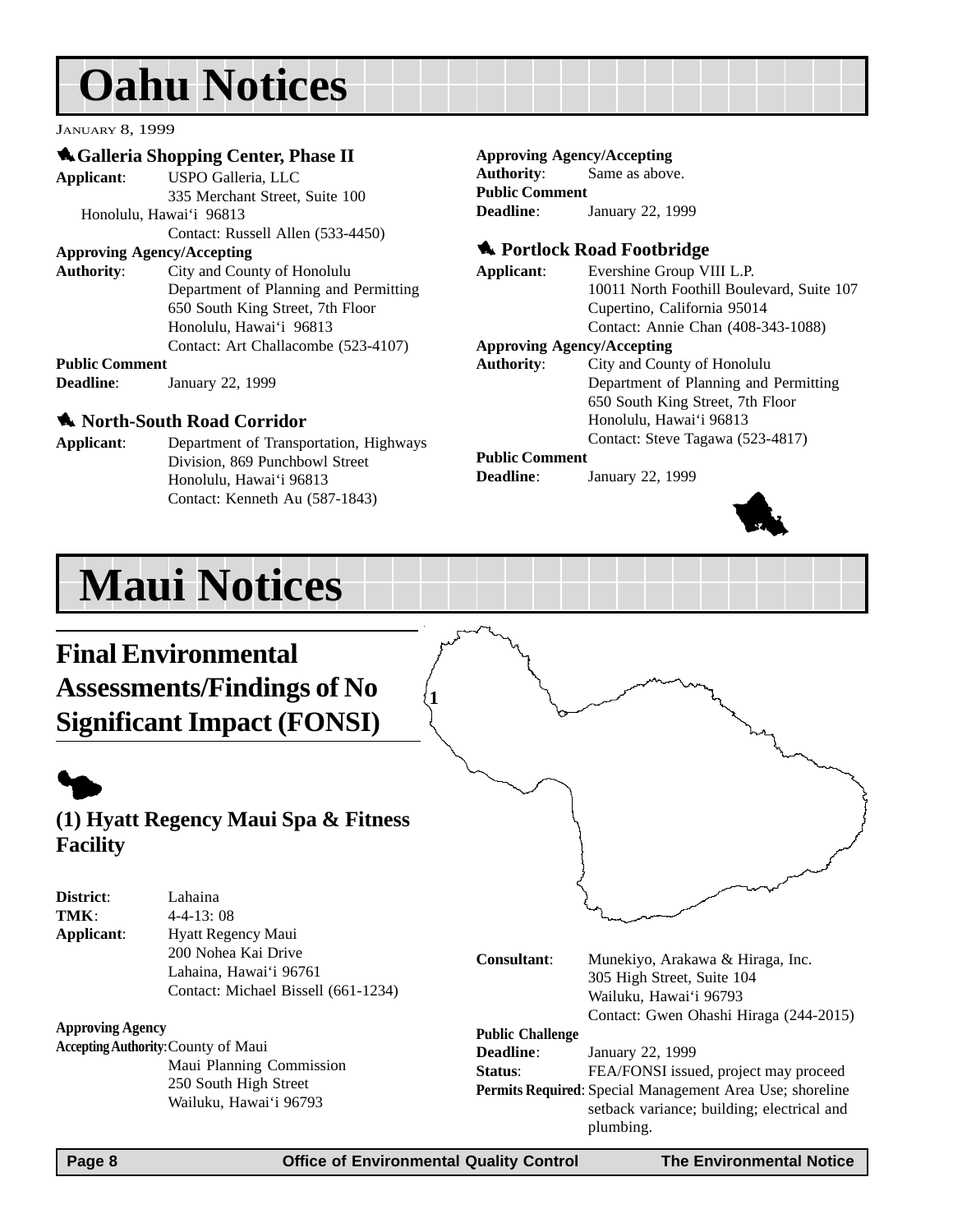# Oahu Notices

JANUARY 8, 1999

### Galleria Shopping Center, Phase II

**Applicant**: USPO Galleria, LLC
335 Merchant Street, Suite 100
Honolulu, Hawai‘i 96813
Contact: Russell Allen (533-4450)

**Approving Agency/Accepting Authority**: City and County of Honolulu
Department of Planning and Permitting
650 South King Street, 7th Floor
Honolulu, Hawai‘i 96813
Contact: Art Challacombe (523-4107)

**Public Comment Deadline**: January 22, 1999

### North-South Road Corridor

**Applicant**: Department of Transportation, Highways Division, 869 Punchbowl Street
Honolulu, Hawai‘i 96813
Contact: Kenneth Au (587-1843)

**Approving Agency/Accepting Authority**: Same as above.

**Public Comment Deadline**: January 22, 1999

### Portlock Road Footbridge

**Applicant**: Evershine Group VIII L.P.
10011 North Foothill Boulevard, Suite 107
Cupertino, California 95014
Contact: Annie Chan (408-343-1088)

**Approving Agency/Accepting Authority**: City and County of Honolulu
Department of Planning and Permitting
650 South King Street, 7th Floor
Honolulu, Hawai‘i 96813
Contact: Steve Tagawa (523-4817)

**Public Comment Deadline**: January 22, 1999

# Maui Notices

## Final Environmental Assessments/Findings of No Significant Impact (FONSI)

### (1) Hyatt Regency Maui Spa & Fitness Facility

**District**: Lahaina

**TMK**: 4-4-13: 08

**Applicant**: Hyatt Regency Maui
200 Nohea Kai Drive
Lahaina, Hawai‘i 96761
Contact: Michael Bissell (661-1234)

**Approving Agency Accepting Authority**: County of Maui
Maui Planning Commission
250 South High Street
Wailuku, Hawai‘i 96793

**Consultant**: Munekiyo, Arakawa & Hiraga, Inc.
305 High Street, Suite 104
Wailuku, Hawai‘i 96793
Contact: Gwen Ohashi Hiraga (244-2015)

**Public Challenge Deadline**: January 22, 1999

**Status**: FEA/FONSI issued, project may proceed

**Permits Required**: Special Management Area Use; shoreline setback variance; building; electrical and plumbing.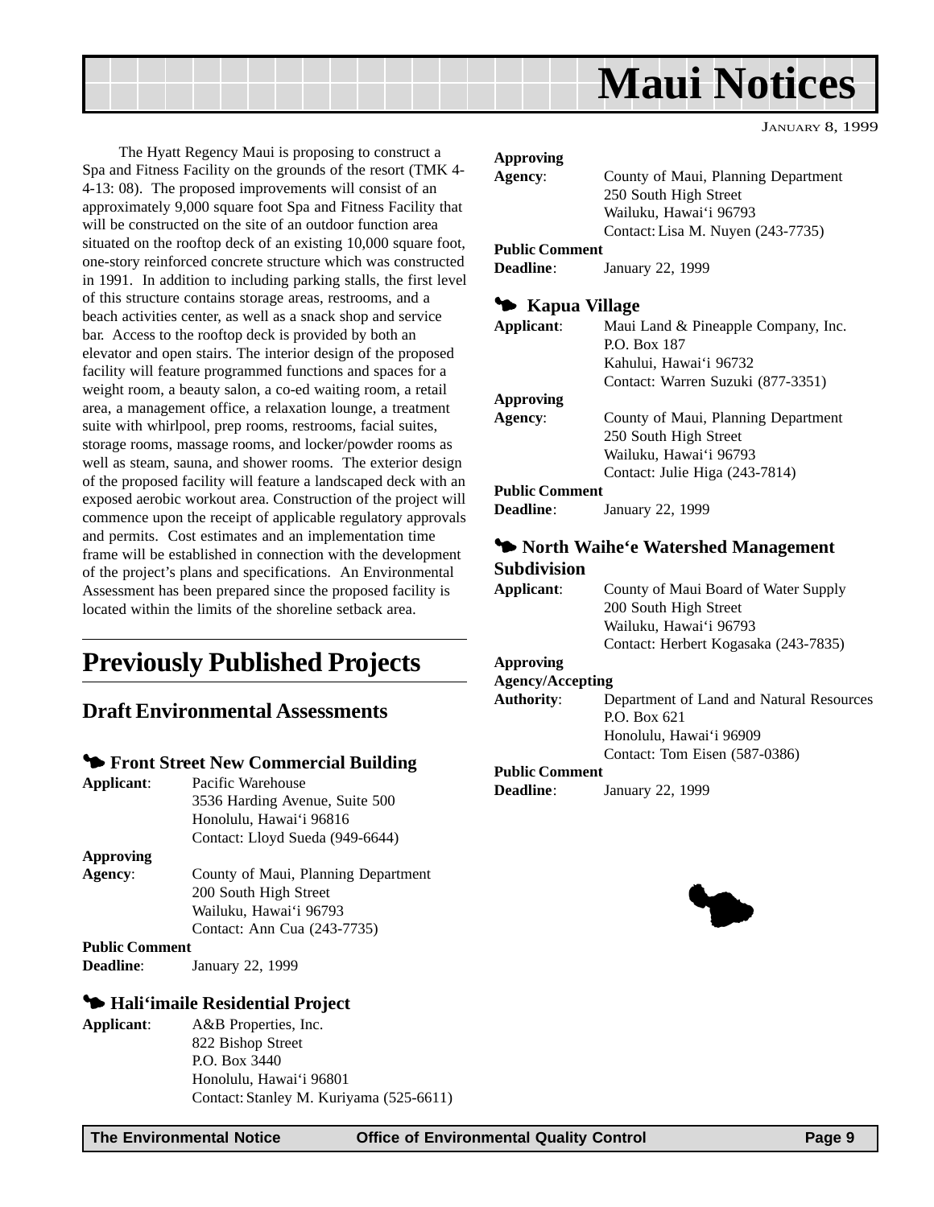# Maui Notices

JANUARY 8, 1999

The Hyatt Regency Maui is proposing to construct a Spa and Fitness Facility on the grounds of the resort (TMK 4-4-13: 08). The proposed improvements will consist of an approximately 9,000 square foot Spa and Fitness Facility that will be constructed on the site of an outdoor function area situated on the rooftop deck of an existing 10,000 square foot, one-story reinforced concrete structure which was constructed in 1991. In addition to including parking stalls, the first level of this structure contains storage areas, restrooms, and a beach activities center, as well as a snack shop and service bar. Access to the rooftop deck is provided by both an elevator and open stairs. The interior design of the proposed facility will feature programmed functions and spaces for a weight room, a beauty salon, a co-ed waiting room, a retail area, a management office, a relaxation lounge, a treatment suite with whirlpool, prep rooms, restrooms, facial suites, storage rooms, massage rooms, and locker/powder rooms as well as steam, sauna, and shower rooms. The exterior design of the proposed facility will feature a landscaped deck with an exposed aerobic workout area. Construction of the project will commence upon the receipt of applicable regulatory approvals and permits. Cost estimates and an implementation time frame will be established in connection with the development of the project's plans and specifications. An Environmental Assessment has been prepared since the proposed facility is located within the limits of the shoreline setback area.

**Approving Agency**: County of Maui, Planning Department
250 South High Street
Wailuku, Hawai'i 96793
Contact: Lisa M. Nuyen (243-7735)

**Public Comment Deadline**: January 22, 1999

## Previously Published Projects

### Draft Environmental Assessments

#### Front Street New Commercial Building

**Applicant**: Pacific Warehouse
3536 Harding Avenue, Suite 500
Honolulu, Hawai'i 96816
Contact: Lloyd Sueda (949-6644)

**Approving Agency**: County of Maui, Planning Department
200 South High Street
Wailuku, Hawai'i 96793
Contact: Ann Cua (243-7735)

**Public Comment Deadline**: January 22, 1999

#### Hali'imaile Residential Project

**Applicant**: A&B Properties, Inc.
822 Bishop Street
P.O. Box 3440
Honolulu, Hawai'i 96801
Contact: Stanley M. Kuriyama (525-6611)

**Approving Agency**: County of Maui, Planning Department
250 South High Street
Wailuku, Hawai'i 96793
Contact: Lisa M. Nuyen (243-7735)

**Public Comment Deadline**: January 22, 1999

#### Kapua Village

**Applicant**: Maui Land & Pineapple Company, Inc.
P.O. Box 187
Kahului, Hawai'i 96732
Contact: Warren Suzuki (877-3351)

**Approving Agency**: County of Maui, Planning Department
250 South High Street
Wailuku, Hawai'i 96793
Contact: Julie Higa (243-7814)

**Public Comment Deadline**: January 22, 1999

#### North Waihe'e Watershed Management Subdivision

**Applicant**: County of Maui Board of Water Supply
200 South High Street
Wailuku, Hawai'i 96793
Contact: Herbert Kogasaka (243-7835)

**Approving Agency/Accepting Authority**: Department of Land and Natural Resources
P.O. Box 621
Honolulu, Hawai'i 96909
Contact: Tom Eisen (587-0386)

**Public Comment Deadline**: January 22, 1999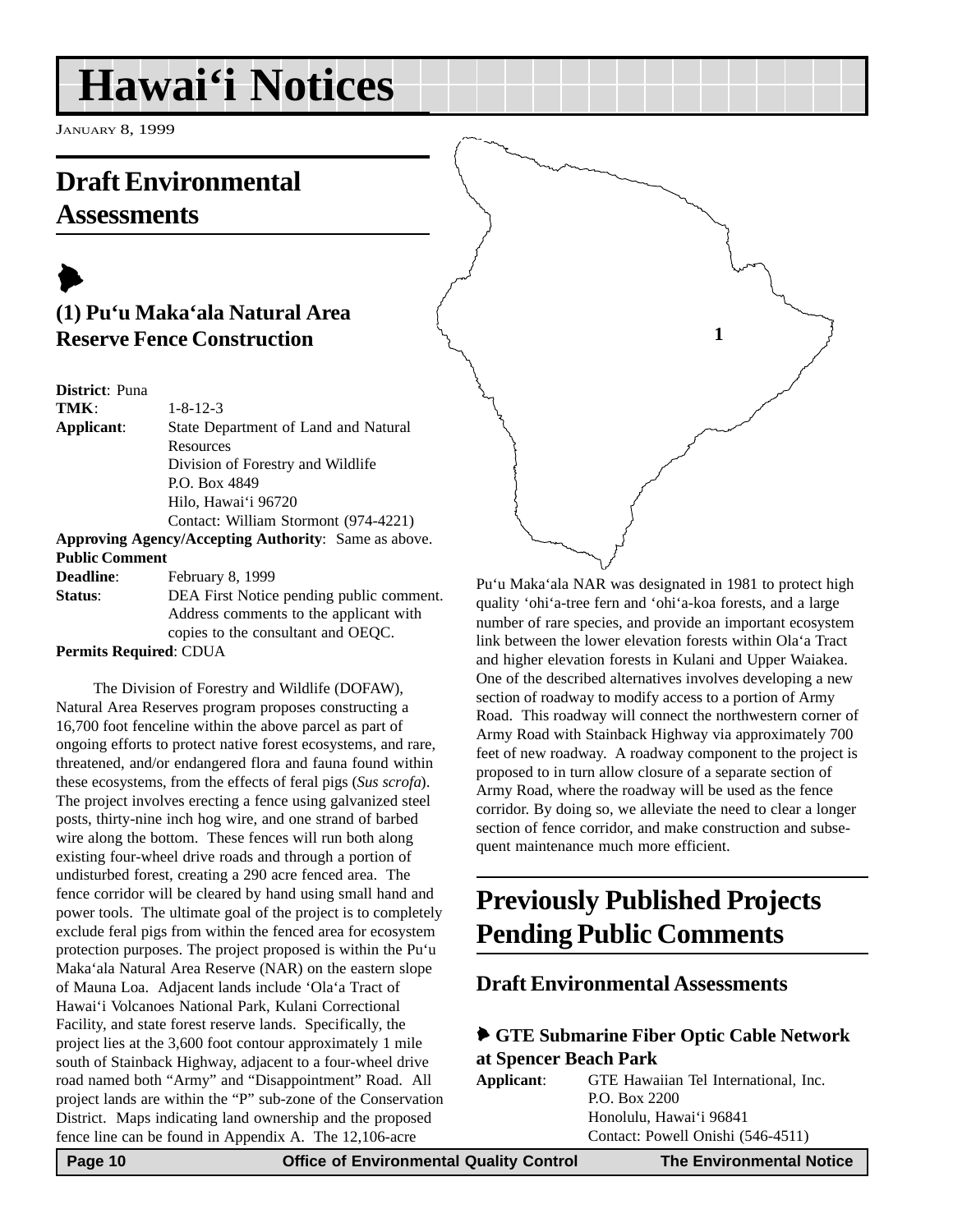# Hawai'i Notices

JANUARY 8, 1999

## Draft Environmental Assessments

### (1) Pu'u Maka'ala Natural Area Reserve Fence Construction

**District**: Puna
**TMK**: 1-8-12-3
**Applicant**: State Department of Land and Natural Resources
Division of Forestry and Wildlife
P.O. Box 4849
Hilo, Hawai'i 96720
Contact: William Stormont (974-4221)

**Approving Agency/Accepting Authority**: Same as above.

**Public Comment**
**Deadline**: February 8, 1999
**Status**: DEA First Notice pending public comment. Address comments to the applicant with copies to the consultant and OEQC.

**Permits Required**: CDUA

The Division of Forestry and Wildlife (DOFAW), Natural Area Reserves program proposes constructing a 16,700 foot fenceline within the above parcel as part of ongoing efforts to protect native forest ecosystems, and rare, threatened, and/or endangered flora and fauna found within these ecosystems, from the effects of feral pigs (*Sus scrofa*). The project involves erecting a fence using galvanized steel posts, thirty-nine inch hog wire, and one strand of barbed wire along the bottom. These fences will run both along existing four-wheel drive roads and through a portion of undisturbed forest, creating a 290 acre fenced area. The fence corridor will be cleared by hand using small hand and power tools. The ultimate goal of the project is to completely exclude feral pigs from within the fenced area for ecosystem protection purposes. The project proposed is within the Pu'u Maka'ala Natural Area Reserve (NAR) on the eastern slope of Mauna Loa. Adjacent lands include 'Ola'a Tract of Hawai'i Volcanoes National Park, Kulani Correctional Facility, and state forest reserve lands. Specifically, the project lies at the 3,600 foot contour approximately 1 mile south of Stainback Highway, adjacent to a four-wheel drive road named both "Army" and "Disappointment" Road. All project lands are within the "P" sub-zone of the Conservation District. Maps indicating land ownership and the proposed fence line can be found in Appendix A. The 12,106-acre Pu'u Maka'ala NAR was designated in 1981 to protect high quality 'ohi'a-tree fern and 'ohi'a-koa forests, and a large number of rare species, and provide an important ecosystem link between the lower elevation forests within Ola'a Tract and higher elevation forests in Kulani and Upper Waiakea. One of the described alternatives involves developing a new section of roadway to modify access to a portion of Army Road. This roadway will connect the northwestern corner of Army Road with Stainback Highway via approximately 700 feet of new roadway. A roadway component to the project is proposed to in turn allow closure of a separate section of Army Road, where the roadway will be used as the fence corridor. By doing so, we alleviate the need to clear a longer section of fence corridor, and make construction and subsequent maintenance much more efficient.

## Previously Published Projects Pending Public Comments

### Draft Environmental Assessments

#### GTE Submarine Fiber Optic Cable Network at Spencer Beach Park

**Applicant**: GTE Hawaiian Tel International, Inc.
P.O. Box 2200
Honolulu, Hawai'i 96841
Contact: Powell Onishi (546-4511)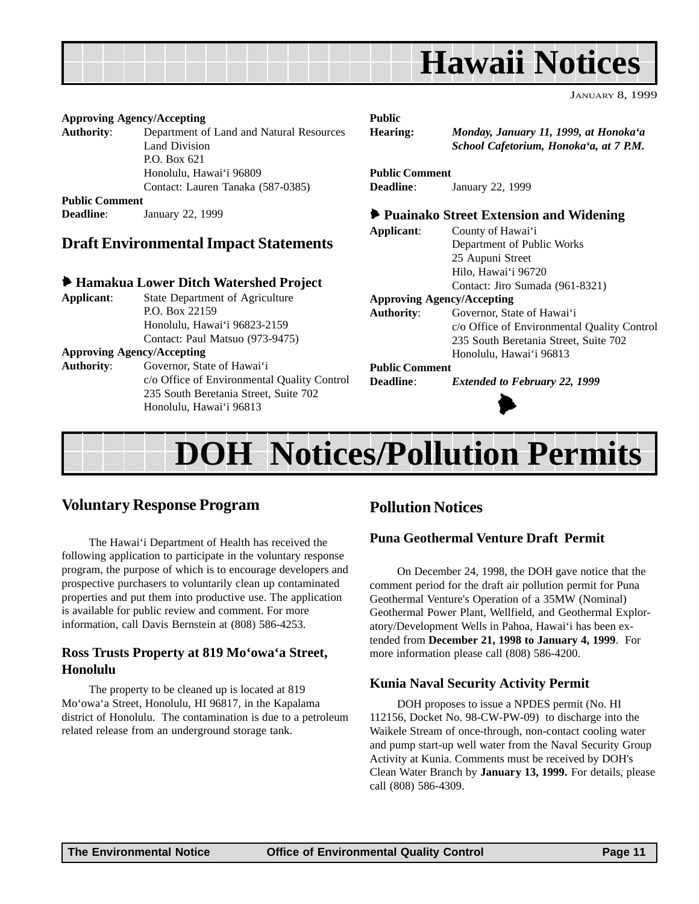# Hawaii Notices

JANUARY 8, 1999

**Approving Agency/Accepting Authority**: Department of Land and Natural Resources
Land Division
P.O. Box 621
Honolulu, Hawai'i 96809
Contact: Lauren Tanaka (587-0385)

**Public Comment Deadline**: January 22, 1999

## Draft Environmental Impact Statements

### Hamakua Lower Ditch Watershed Project

**Applicant**: State Department of Agriculture
P.O. Box 22159
Honolulu, Hawai'i 96823-2159
Contact: Paul Matsuo (973-9475)

**Approving Agency/Accepting Authority**: Governor, State of Hawai'i
c/o Office of Environmental Quality Control
235 South Beretania Street, Suite 702
Honolulu, Hawai'i 96813

**Public Hearing:** ***Monday, January 11, 1999, at Honoka'a School Cafetorium, Honoka'a, at 7 P.M.***

**Public Comment Deadline**: January 22, 1999

### Puainako Street Extension and Widening

**Applicant**: County of Hawai'i
Department of Public Works
25 Aupuni Street
Hilo, Hawai'i 96720
Contact: Jiro Sumada (961-8321)

**Approving Agency/Accepting Authority**: Governor, State of Hawai'i
c/o Office of Environmental Quality Control
235 South Beretania Street, Suite 702
Honolulu, Hawai'i 96813

**Public Comment Deadline**: ***Extended to February 22, 1999***

# DOH Notices/Pollution Permits

## Voluntary Response Program

The Hawai'i Department of Health has received the following application to participate in the voluntary response program, the purpose of which is to encourage developers and prospective purchasers to voluntarily clean up contaminated properties and put them into productive use. The application is available for public review and comment. For more information, call Davis Bernstein at (808) 586-4253.

### Ross Trusts Property at 819 Mo'owa'a Street, Honolulu

The property to be cleaned up is located at 819 Mo'owa'a Street, Honolulu, HI 96817, in the Kapalama district of Honolulu. The contamination is due to a petroleum related release from an underground storage tank.

## Pollution Notices

### Puna Geothermal Venture Draft Permit

On December 24, 1998, the DOH gave notice that the comment period for the draft air pollution permit for Puna Geothermal Venture's Operation of a 35MW (Nominal) Geothermal Power Plant, Wellfield, and Geothermal Exploratory/Development Wells in Pahoa, Hawai'i has been extended from **December 21, 1998 to January 4, 1999**. For more information please call (808) 586-4200.

### Kunia Naval Security Activity Permit

DOH proposes to issue a NPDES permit (No. HI 112156, Docket No. 98-CW-PW-09) to discharge into the Waikele Stream of once-through, non-contact cooling water and pump start-up well water from the Naval Security Group Activity at Kunia. Comments must be received by DOH's Clean Water Branch by **January 13, 1999.** For details, please call (808) 586-4309.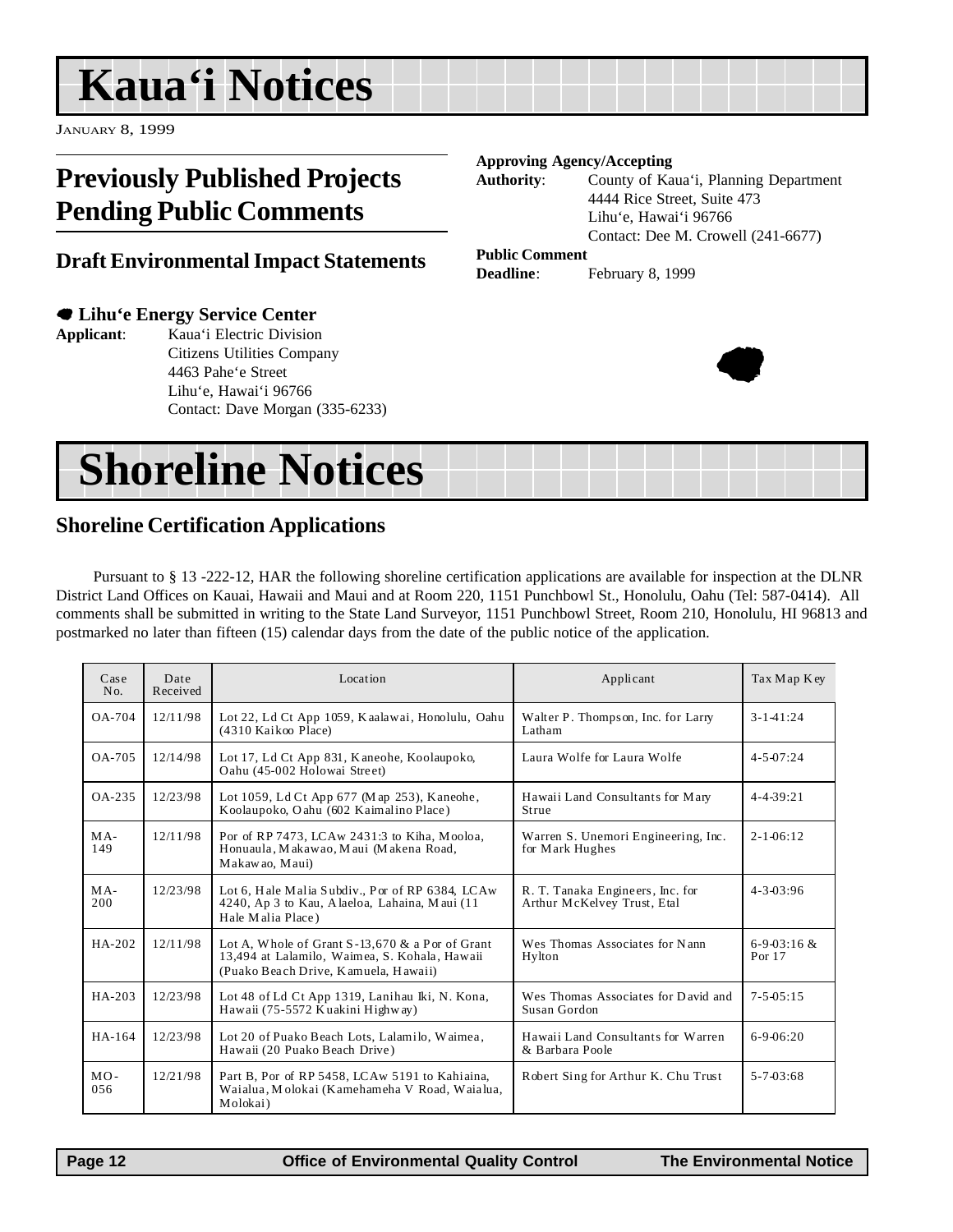# Kaua'i Notices

JANUARY 8, 1999

## Previously Published Projects Pending Public Comments

### Draft Environmental Impact Statements

**Lihu'e Energy Service Center**

**Applicant**: Kaua'i Electric Division
Citizens Utilities Company
4463 Pahe'e Street
Lihu'e, Hawai'i 96766
Contact: Dave Morgan (335-6233)

**Approving Agency/Accepting Authority**: County of Kaua'i, Planning Department
4444 Rice Street, Suite 473
Lihu'e, Hawai'i 96766
Contact: Dee M. Crowell (241-6677)

**Public Comment Deadline**: February 8, 1999

# Shoreline Notices

## Shoreline Certification Applications

Pursuant to § 13 -222-12, HAR the following shoreline certification applications are available for inspection at the DLNR District Land Offices on Kauai, Hawaii and Maui and at Room 220, 1151 Punchbowl St., Honolulu, Oahu (Tel: 587-0414). All comments shall be submitted in writing to the State Land Surveyor, 1151 Punchbowl Street, Room 210, Honolulu, HI 96813 and postmarked no later than fifteen (15) calendar days from the date of the public notice of the application.

| Case No. | Date Received | Location | Applicant | Tax Map Key |
|---|---|---|---|---|
| OA-704 | 12/11/98 | Lot 22, Ld Ct App 1059, Kaalawai, Honolulu, Oahu (4310 Kaikoo Place) | Walter P. Thompson, Inc. for Larry Latham | 3-1-41:24 |
| OA-705 | 12/14/98 | Lot 17, Ld Ct App 831, Kaneohe, Koolaupoko, Oahu (45-002 Holowai Street) | Laura Wolfe for Laura Wolfe | 4-5-07:24 |
| OA-235 | 12/23/98 | Lot 1059, Ld Ct App 677 (Map 253), Kaneohe, Koolaupoko, Oahu (602 Kaimalino Place) | Hawaii Land Consultants for Mary Strue | 4-4-39:21 |
| MA-149 | 12/11/98 | Por of RP 7473, LCAw 2431:3 to Kiha, Mooloa, Honuaula, Makawao, Maui (Makena Road, Makawao, Maui) | Warren S. Unemori Engineering, Inc. for Mark Hughes | 2-1-06:12 |
| MA-200 | 12/23/98 | Lot 6, Hale Malia Subdiv., Por of RP 6384, LCAw 4240, Ap 3 to Kau, Alaeloa, Lahaina, Maui (11 Hale Malia Place) | R. T. Tanaka Engineers, Inc. for Arthur McKelvey Trust, Etal | 4-3-03:96 |
| HA-202 | 12/11/98 | Lot A, Whole of Grant S-13,670 & a Por of Grant 13,494 at Lalamilo, Waimea, S. Kohala, Hawaii (Puako Beach Drive, Kamuela, Hawaii) | Wes Thomas Associates for Nann Hylton | 6-9-03:16 & Por 17 |
| HA-203 | 12/23/98 | Lot 48 of Ld Ct App 1319, Lanihau Iki, N. Kona, Hawaii (75-5572 Kuakini Highway) | Wes Thomas Associates for David and Susan Gordon | 7-5-05:15 |
| HA-164 | 12/23/98 | Lot 20 of Puako Beach Lots, Lalamilo, Waimea, Hawaii (20 Puako Beach Drive) | Hawaii Land Consultants for Warren & Barbara Poole | 6-9-06:20 |
| MO-056 | 12/21/98 | Part B, Por of RP 5458, LCAw 5191 to Kahiaina, Waialua, Molokai (Kamehameha V Road, Waialua, Molokai) | Robert Sing for Arthur K. Chu Trust | 5-7-03:68 |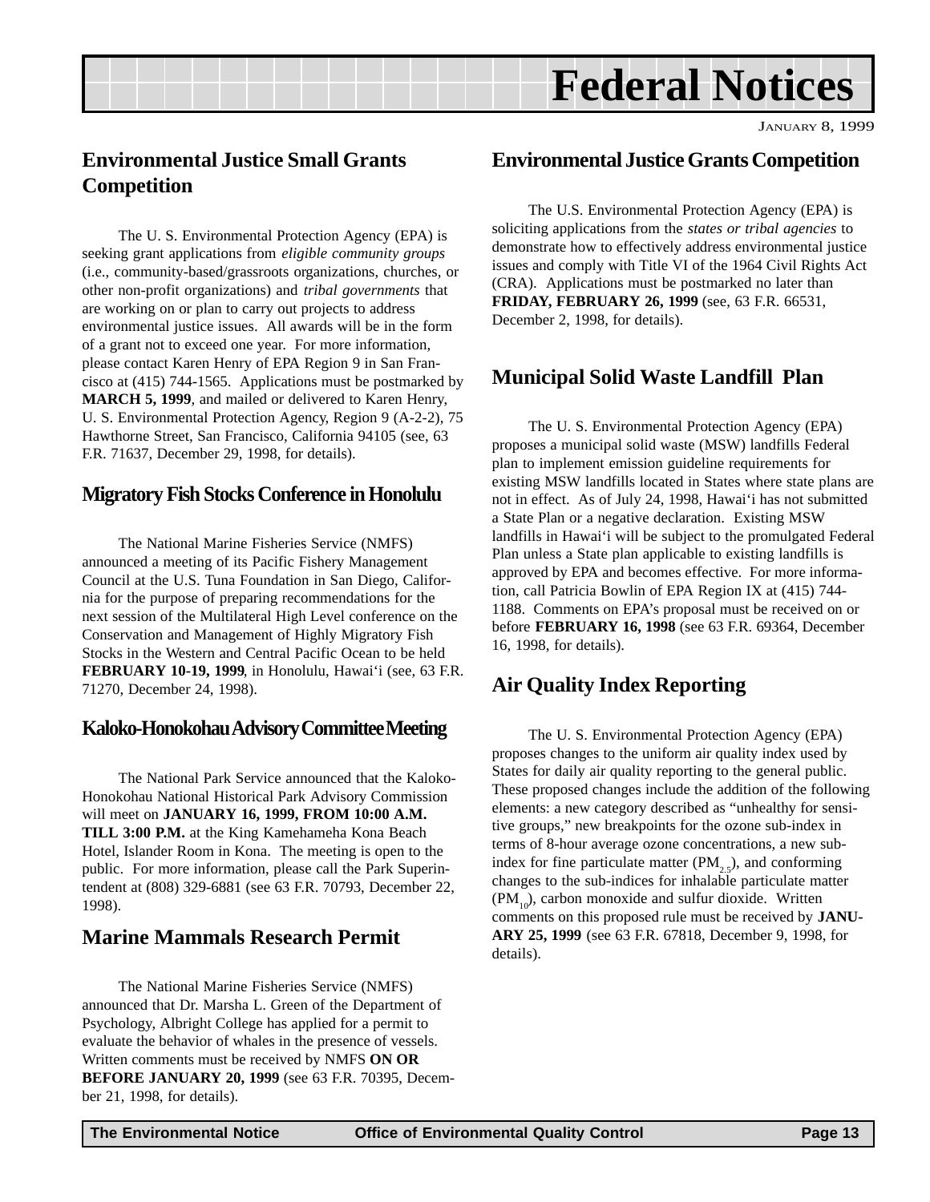# Federal Notices

JANUARY 8, 1999

## Environmental Justice Small Grants Competition

The U. S. Environmental Protection Agency (EPA) is seeking grant applications from *eligible community groups* (i.e., community-based/grassroots organizations, churches, or other non-profit organizations) and *tribal governments* that are working on or plan to carry out projects to address environmental justice issues. All awards will be in the form of a grant not to exceed one year. For more information, please contact Karen Henry of EPA Region 9 in San Francisco at (415) 744-1565. Applications must be postmarked by **MARCH 5, 1999**, and mailed or delivered to Karen Henry, U. S. Environmental Protection Agency, Region 9 (A-2-2), 75 Hawthorne Street, San Francisco, California 94105 (see, 63 F.R. 71637, December 29, 1998, for details).

## Migratory Fish Stocks Conference in Honolulu

The National Marine Fisheries Service (NMFS) announced a meeting of its Pacific Fishery Management Council at the U.S. Tuna Foundation in San Diego, California for the purpose of preparing recommendations for the next session of the Multilateral High Level conference on the Conservation and Management of Highly Migratory Fish Stocks in the Western and Central Pacific Ocean to be held **FEBRUARY 10-19, 1999**, in Honolulu, Hawai'i (see, 63 F.R. 71270, December 24, 1998).

## Kaloko-Honokohau Advisory Committee Meeting

The National Park Service announced that the Kaloko-Honokohau National Historical Park Advisory Commission will meet on **JANUARY 16, 1999, FROM 10:00 A.M. TILL 3:00 P.M.** at the King Kamehameha Kona Beach Hotel, Islander Room in Kona. The meeting is open to the public. For more information, please call the Park Superintendent at (808) 329-6881 (see 63 F.R. 70793, December 22, 1998).

## Marine Mammals Research Permit

The National Marine Fisheries Service (NMFS) announced that Dr. Marsha L. Green of the Department of Psychology, Albright College has applied for a permit to evaluate the behavior of whales in the presence of vessels. Written comments must be received by NMFS **ON OR BEFORE JANUARY 20, 1999** (see 63 F.R. 70395, December 21, 1998, for details).

## Environmental Justice Grants Competition

The U.S. Environmental Protection Agency (EPA) is soliciting applications from the *states or tribal agencies* to demonstrate how to effectively address environmental justice issues and comply with Title VI of the 1964 Civil Rights Act (CRA). Applications must be postmarked no later than **FRIDAY, FEBRUARY 26, 1999** (see, 63 F.R. 66531, December 2, 1998, for details).

## Municipal Solid Waste Landfill Plan

The U. S. Environmental Protection Agency (EPA) proposes a municipal solid waste (MSW) landfills Federal plan to implement emission guideline requirements for existing MSW landfills located in States where state plans are not in effect. As of July 24, 1998, Hawai'i has not submitted a State Plan or a negative declaration. Existing MSW landfills in Hawai'i will be subject to the promulgated Federal Plan unless a State plan applicable to existing landfills is approved by EPA and becomes effective. For more information, call Patricia Bowlin of EPA Region IX at (415) 744-1188. Comments on EPA's proposal must be received on or before **FEBRUARY 16, 1998** (see 63 F.R. 69364, December 16, 1998, for details).

## Air Quality Index Reporting

The U. S. Environmental Protection Agency (EPA) proposes changes to the uniform air quality index used by States for daily air quality reporting to the general public. These proposed changes include the addition of the following elements: a new category described as "unhealthy for sensitive groups," new breakpoints for the ozone sub-index in terms of 8-hour average ozone concentrations, a new sub-index for fine particulate matter ($PM_{2.5}$), and conforming changes to the sub-indices for inhalable particulate matter ($PM_{10}$), carbon monoxide and sulfur dioxide. Written comments on this proposed rule must be received by **JANUARY 25, 1999** (see 63 F.R. 67818, December 9, 1998, for details).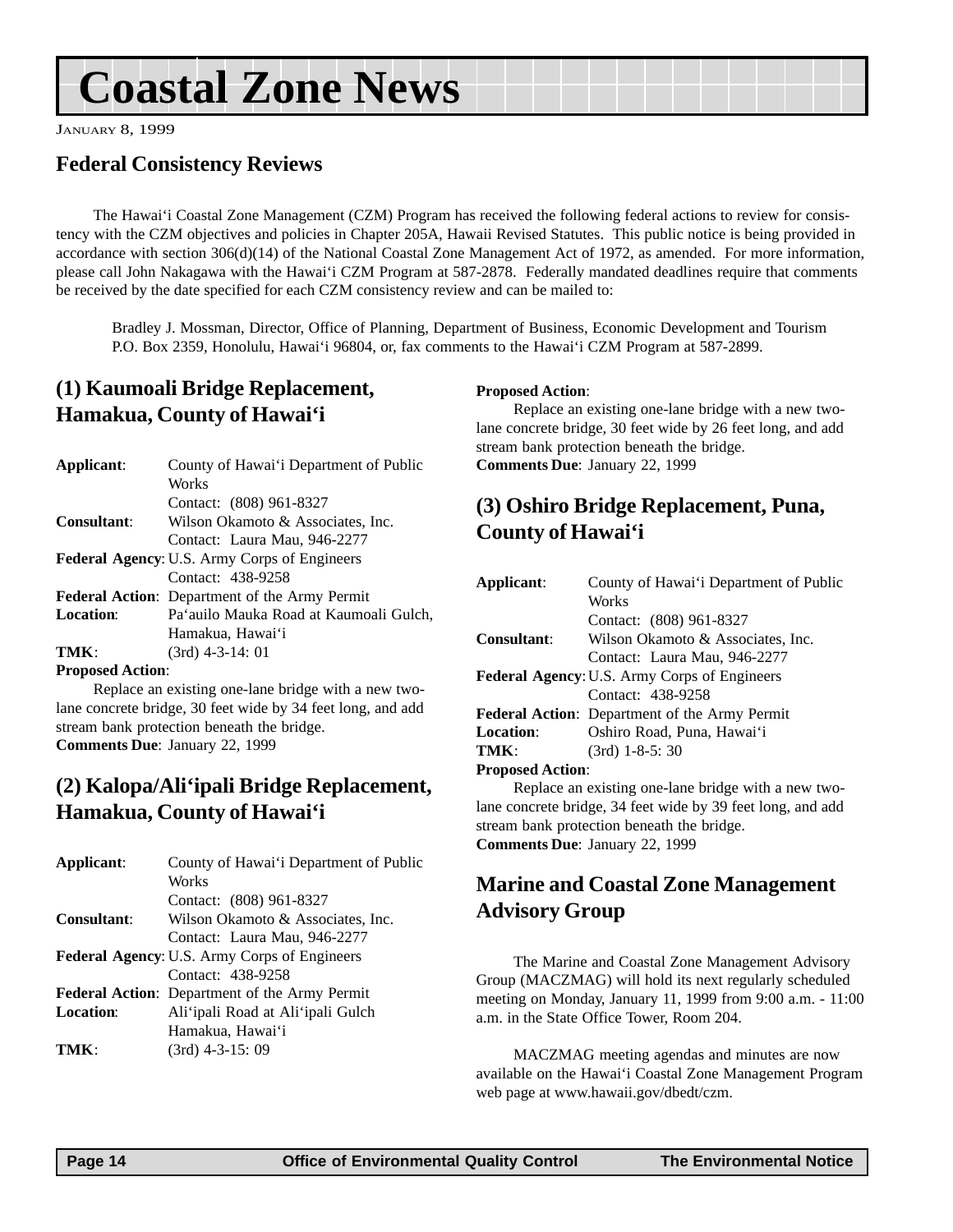# Coastal Zone News

JANUARY 8, 1999

## Federal Consistency Reviews

The Hawai‘i Coastal Zone Management (CZM) Program has received the following federal actions to review for consistency with the CZM objectives and policies in Chapter 205A, Hawaii Revised Statutes. This public notice is being provided in accordance with section 306(d)(14) of the National Coastal Zone Management Act of 1972, as amended. For more information, please call John Nakagawa with the Hawai‘i CZM Program at 587-2878. Federally mandated deadlines require that comments be received by the date specified for each CZM consistency review and can be mailed to:

Bradley J. Mossman, Director, Office of Planning, Department of Business, Economic Development and Tourism P.O. Box 2359, Honolulu, Hawai‘i 96804, or, fax comments to the Hawai‘i CZM Program at 587-2899.

### (1) Kaumoali Bridge Replacement, Hamakua, County of Hawai‘i

**Applicant**: County of Hawai‘i Department of Public Works
Contact: (808) 961-8327
**Consultant**: Wilson Okamoto & Associates, Inc.
Contact: Laura Mau, 946-2277
**Federal Agency**: U.S. Army Corps of Engineers
Contact: 438-9258
**Federal Action**: Department of the Army Permit
**Location**: Pa‘auilo Mauka Road at Kaumoali Gulch, Hamakua, Hawai‘i
**TMK**: (3rd) 4-3-14: 01
**Proposed Action**:
Replace an existing one-lane bridge with a new two-lane concrete bridge, 30 feet wide by 34 feet long, and add stream bank protection beneath the bridge.
**Comments Due**: January 22, 1999

### (2) Kalopa/Ali‘ipali Bridge Replacement, Hamakua, County of Hawai‘i

**Applicant**: County of Hawai‘i Department of Public Works
Contact: (808) 961-8327
**Consultant**: Wilson Okamoto & Associates, Inc.
Contact: Laura Mau, 946-2277
**Federal Agency**: U.S. Army Corps of Engineers
Contact: 438-9258
**Federal Action**: Department of the Army Permit
**Location**: Ali‘ipali Road at Ali‘ipali Gulch Hamakua, Hawai‘i
**TMK**: (3rd) 4-3-15: 09
**Proposed Action**:
Replace an existing one-lane bridge with a new two-lane concrete bridge, 30 feet wide by 26 feet long, and add stream bank protection beneath the bridge.
**Comments Due**: January 22, 1999

### (3) Oshiro Bridge Replacement, Puna, County of Hawai‘i

**Applicant**: County of Hawai‘i Department of Public Works
Contact: (808) 961-8327
**Consultant**: Wilson Okamoto & Associates, Inc.
Contact: Laura Mau, 946-2277
**Federal Agency**: U.S. Army Corps of Engineers
Contact: 438-9258
**Federal Action**: Department of the Army Permit
**Location**: Oshiro Road, Puna, Hawai‘i
**TMK**: (3rd) 1-8-5: 30
**Proposed Action**:
Replace an existing one-lane bridge with a new two-lane concrete bridge, 34 feet wide by 39 feet long, and add stream bank protection beneath the bridge.
**Comments Due**: January 22, 1999

## Marine and Coastal Zone Management Advisory Group

The Marine and Coastal Zone Management Advisory Group (MACZMAG) will hold its next regularly scheduled meeting on Monday, January 11, 1999 from 9:00 a.m. - 11:00 a.m. in the State Office Tower, Room 204.

MACZMAG meeting agendas and minutes are now available on the Hawai‘i Coastal Zone Management Program web page at www.hawaii.gov/dbedt/czm.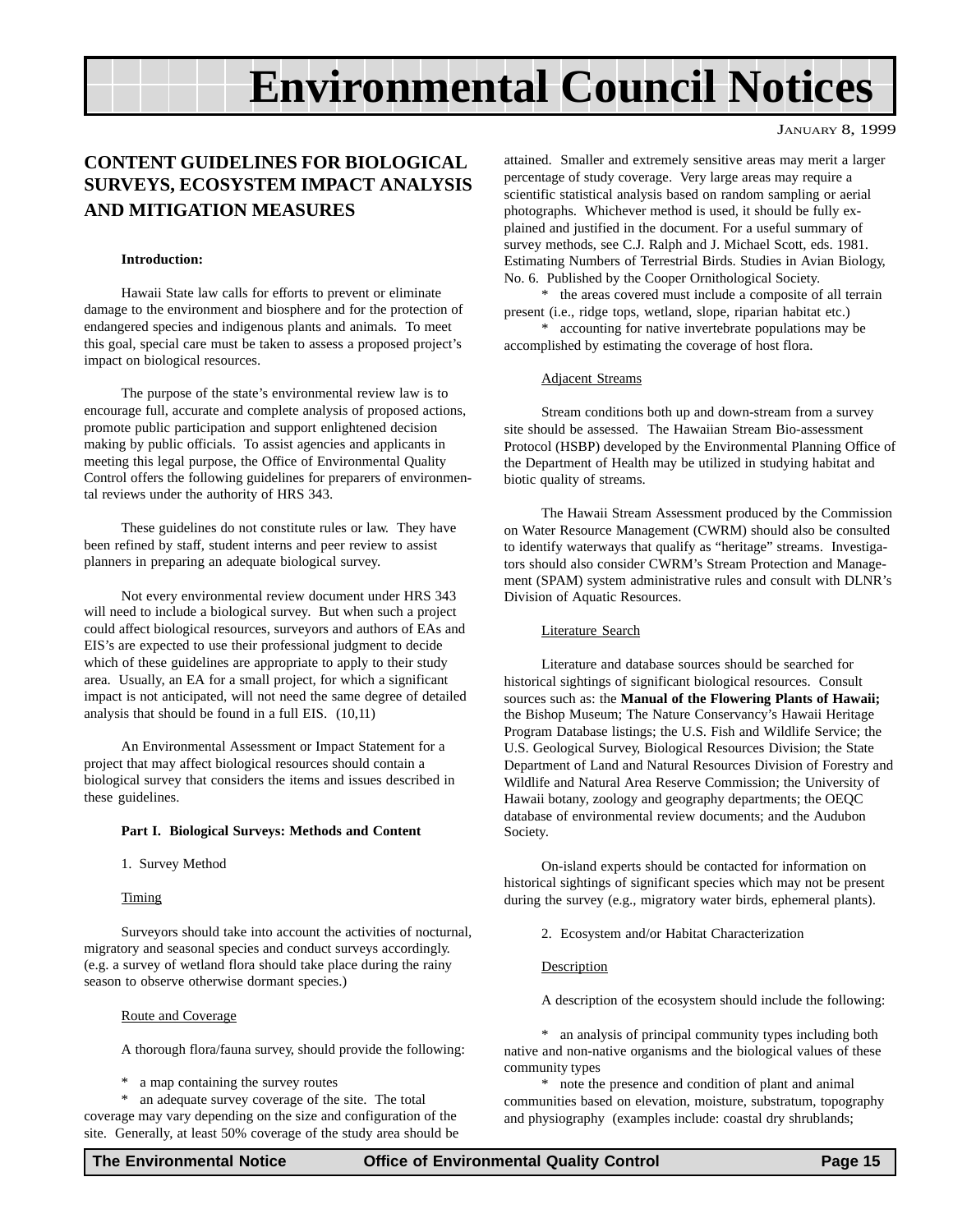# Environmental Council Notices

January 8, 1999

## CONTENT GUIDELINES FOR BIOLOGICAL SURVEYS, ECOSYSTEM IMPACT ANALYSIS AND MITIGATION MEASURES

**Introduction:**

Hawaii State law calls for efforts to prevent or eliminate damage to the environment and biosphere and for the protection of endangered species and indigenous plants and animals. To meet this goal, special care must be taken to assess a proposed project's impact on biological resources.

The purpose of the state's environmental review law is to encourage full, accurate and complete analysis of proposed actions, promote public participation and support enlightened decision making by public officials. To assist agencies and applicants in meeting this legal purpose, the Office of Environmental Quality Control offers the following guidelines for preparers of environmental reviews under the authority of HRS 343.

These guidelines do not constitute rules or law. They have been refined by staff, student interns and peer review to assist planners in preparing an adequate biological survey.

Not every environmental review document under HRS 343 will need to include a biological survey. But when such a project could affect biological resources, surveyors and authors of EAs and EIS's are expected to use their professional judgment to decide which of these guidelines are appropriate to apply to their study area. Usually, an EA for a small project, for which a significant impact is not anticipated, will not need the same degree of detailed analysis that should be found in a full EIS. (10,11)

An Environmental Assessment or Impact Statement for a project that may affect biological resources should contain a biological survey that considers the items and issues described in these guidelines.

**Part I. Biological Surveys: Methods and Content**

1. Survey Method

Timing

Surveyors should take into account the activities of nocturnal, migratory and seasonal species and conduct surveys accordingly. (e.g. a survey of wetland flora should take place during the rainy season to observe otherwise dormant species.)

Route and Coverage

A thorough flora/fauna survey, should provide the following:

\* a map containing the survey routes

\* an adequate survey coverage of the site. The total coverage may vary depending on the size and configuration of the site. Generally, at least 50% coverage of the study area should be attained. Smaller and extremely sensitive areas may merit a larger percentage of study coverage. Very large areas may require a scientific statistical analysis based on random sampling or aerial photographs. Whichever method is used, it should be fully explained and justified in the document. For a useful summary of survey methods, see C.J. Ralph and J. Michael Scott, eds. 1981. Estimating Numbers of Terrestrial Birds. Studies in Avian Biology, No. 6. Published by the Cooper Ornithological Society.

\* the areas covered must include a composite of all terrain present (i.e., ridge tops, wetland, slope, riparian habitat etc.)

\* accounting for native invertebrate populations may be accomplished by estimating the coverage of host flora.

Adjacent Streams

Stream conditions both up and down-stream from a survey site should be assessed. The Hawaiian Stream Bio-assessment Protocol (HSBP) developed by the Environmental Planning Office of the Department of Health may be utilized in studying habitat and biotic quality of streams.

The Hawaii Stream Assessment produced by the Commission on Water Resource Management (CWRM) should also be consulted to identify waterways that qualify as "heritage" streams. Investigators should also consider CWRM's Stream Protection and Management (SPAM) system administrative rules and consult with DLNR's Division of Aquatic Resources.

Literature Search

Literature and database sources should be searched for historical sightings of significant biological resources. Consult sources such as: the **Manual of the Flowering Plants of Hawaii;** the Bishop Museum; The Nature Conservancy's Hawaii Heritage Program Database listings; the U.S. Fish and Wildlife Service; the U.S. Geological Survey, Biological Resources Division; the State Department of Land and Natural Resources Division of Forestry and Wildlife and Natural Area Reserve Commission; the University of Hawaii botany, zoology and geography departments; the OEQC database of environmental review documents; and the Audubon Society.

On-island experts should be contacted for information on historical sightings of significant species which may not be present during the survey (e.g., migratory water birds, ephemeral plants).

2. Ecosystem and/or Habitat Characterization

Description

A description of the ecosystem should include the following:

\* an analysis of principal community types including both native and non-native organisms and the biological values of these community types

\* note the presence and condition of plant and animal communities based on elevation, moisture, substratum, topography and physiography (examples include: coastal dry shrublands;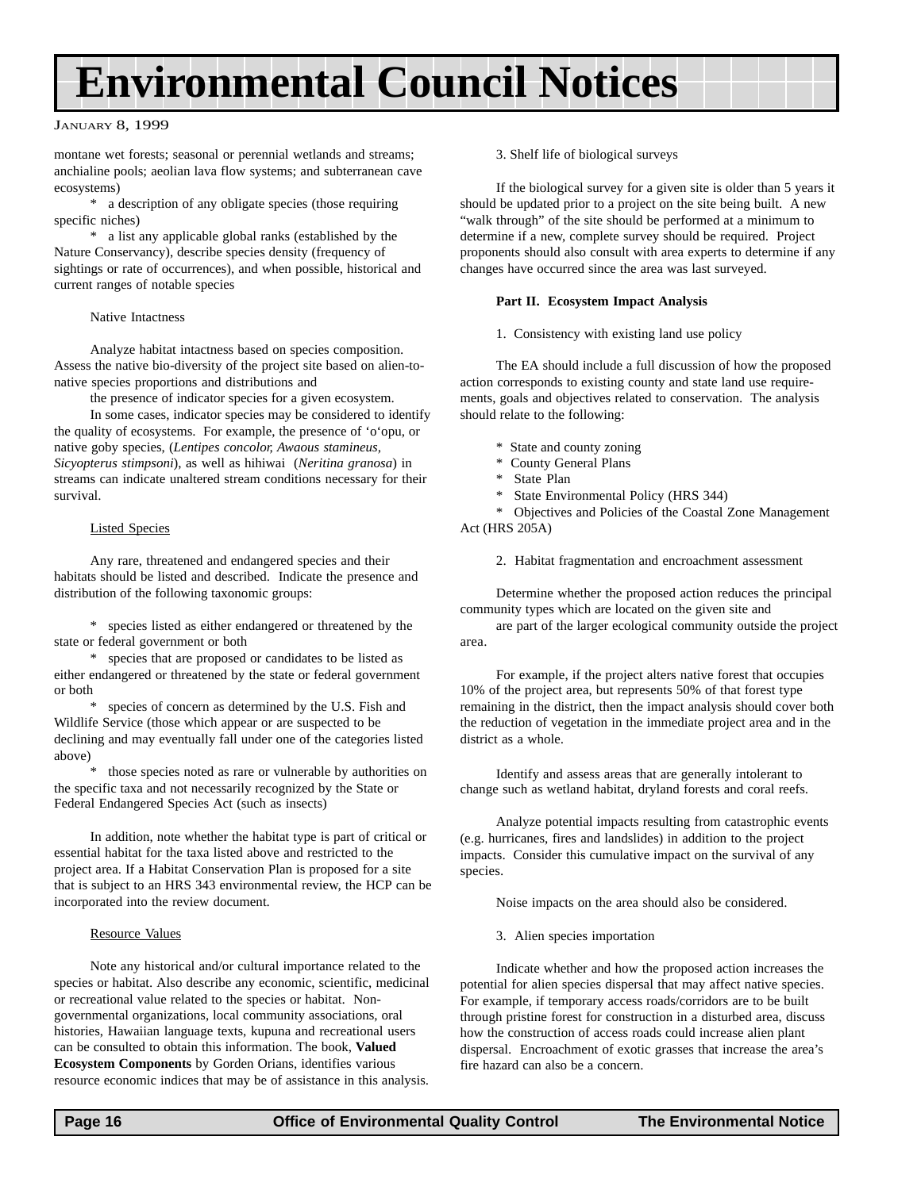montane wet forests; seasonal or perennial wetlands and streams; anchialine pools; aeolian lava flow systems; and subterranean cave ecosystems)

* a description of any obligate species (those requiring specific niches)

* a list any applicable global ranks (established by the Nature Conservancy), describe species density (frequency of sightings or rate of occurrences), and when possible, historical and current ranges of notable species

Native Intactness

Analyze habitat intactness based on species composition. Assess the native bio-diversity of the project site based on alien-to-native species proportions and distributions and

the presence of indicator species for a given ecosystem.

In some cases, indicator species may be considered to identify the quality of ecosystems. For example, the presence of ‘o‘opu, or native goby species, (*Lentipes concolor, Awaous stamineus, Sicyopterus stimpsoni*), as well as hihiwai (*Neritina granosa*) in streams can indicate unaltered stream conditions necessary for their survival.

<u>Listed Species</u>

Any rare, threatened and endangered species and their habitats should be listed and described. Indicate the presence and distribution of the following taxonomic groups:

* species listed as either endangered or threatened by the state or federal government or both

* species that are proposed or candidates to be listed as either endangered or threatened by the state or federal government or both

* species of concern as determined by the U.S. Fish and Wildlife Service (those which appear or are suspected to be declining and may eventually fall under one of the categories listed above)

* those species noted as rare or vulnerable by authorities on the specific taxa and not necessarily recognized by the State or Federal Endangered Species Act (such as insects)

In addition, note whether the habitat type is part of critical or essential habitat for the taxa listed above and restricted to the project area. If a Habitat Conservation Plan is proposed for a site that is subject to an HRS 343 environmental review, the HCP can be incorporated into the review document.

<u>Resource Values</u>

Note any historical and/or cultural importance related to the species or habitat. Also describe any economic, scientific, medicinal or recreational value related to the species or habitat. Non-governmental organizations, local community associations, oral histories, Hawaiian language texts, kupuna and recreational users can be consulted to obtain this information. The book, **Valued Ecosystem Components** by Gorden Orians, identifies various resource economic indices that may be of assistance in this analysis.

3. Shelf life of biological surveys

If the biological survey for a given site is older than 5 years it should be updated prior to a project on the site being built. A new “walk through” of the site should be performed at a minimum to determine if a new, complete survey should be required. Project proponents should also consult with area experts to determine if any changes have occurred since the area was last surveyed.

**Part II. Ecosystem Impact Analysis**

1. Consistency with existing land use policy

The EA should include a full discussion of how the proposed action corresponds to existing county and state land use requirements, goals and objectives related to conservation. The analysis should relate to the following:

* State and county zoning
* County General Plans
* State Plan
* State Environmental Policy (HRS 344)
* Objectives and Policies of the Coastal Zone Management Act (HRS 205A)

2. Habitat fragmentation and encroachment assessment

Determine whether the proposed action reduces the principal community types which are located on the given site and

are part of the larger ecological community outside the project area.

For example, if the project alters native forest that occupies 10% of the project area, but represents 50% of that forest type remaining in the district, then the impact analysis should cover both the reduction of vegetation in the immediate project area and in the district as a whole.

Identify and assess areas that are generally intolerant to change such as wetland habitat, dryland forests and coral reefs.

Analyze potential impacts resulting from catastrophic events (e.g. hurricanes, fires and landslides) in addition to the project impacts. Consider this cumulative impact on the survival of any species.

Noise impacts on the area should also be considered.

3. Alien species importation

Indicate whether and how the proposed action increases the potential for alien species dispersal that may affect native species. For example, if temporary access roads/corridors are to be built through pristine forest for construction in a disturbed area, discuss how the construction of access roads could increase alien plant dispersal. Encroachment of exotic grasses that increase the area’s fire hazard can also be a concern.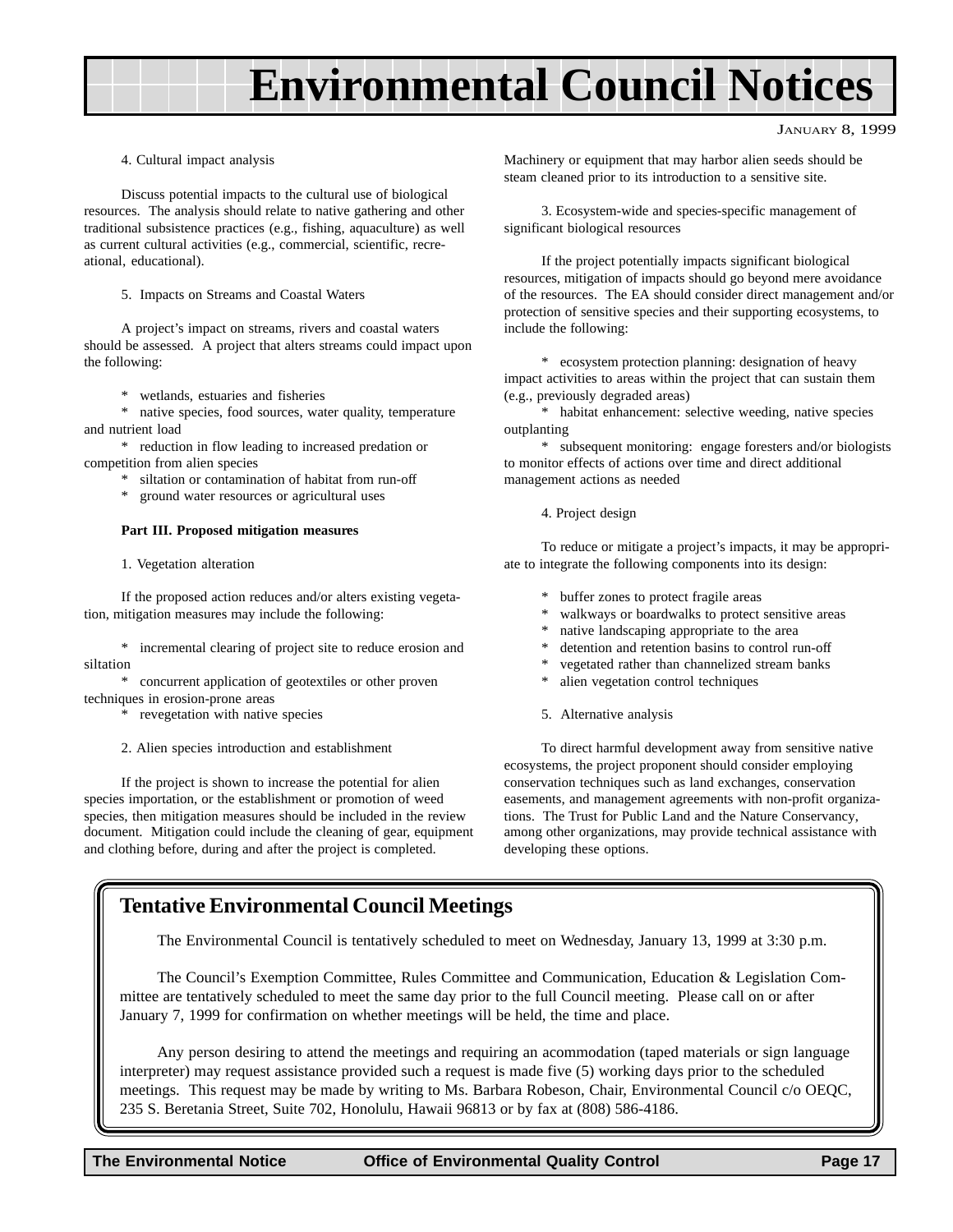4. Cultural impact analysis

Discuss potential impacts to the cultural use of biological resources. The analysis should relate to native gathering and other traditional subsistence practices (e.g., fishing, aquaculture) as well as current cultural activities (e.g., commercial, scientific, recreational, educational).

5. Impacts on Streams and Coastal Waters

A project's impact on streams, rivers and coastal waters should be assessed. A project that alters streams could impact upon the following:

* wetlands, estuaries and fisheries
* native species, food sources, water quality, temperature and nutrient load
* reduction in flow leading to increased predation or competition from alien species
* siltation or contamination of habitat from run-off
* ground water resources or agricultural uses

**Part III. Proposed mitigation measures**

1. Vegetation alteration

If the proposed action reduces and/or alters existing vegetation, mitigation measures may include the following:

* incremental clearing of project site to reduce erosion and siltation
* concurrent application of geotextiles or other proven techniques in erosion-prone areas
* revegetation with native species

2. Alien species introduction and establishment

If the project is shown to increase the potential for alien species importation, or the establishment or promotion of weed species, then mitigation measures should be included in the review document. Mitigation could include the cleaning of gear, equipment and clothing before, during and after the project is completed. Machinery or equipment that may harbor alien seeds should be steam cleaned prior to its introduction to a sensitive site.

3. Ecosystem-wide and species-specific management of significant biological resources

If the project potentially impacts significant biological resources, mitigation of impacts should go beyond mere avoidance of the resources. The EA should consider direct management and/or protection of sensitive species and their supporting ecosystems, to include the following:

* ecosystem protection planning: designation of heavy impact activities to areas within the project that can sustain them (e.g., previously degraded areas)
* habitat enhancement: selective weeding, native species outplanting
* subsequent monitoring: engage foresters and/or biologists to monitor effects of actions over time and direct additional management actions as needed

4. Project design

To reduce or mitigate a project's impacts, it may be appropriate to integrate the following components into its design:

* buffer zones to protect fragile areas
* walkways or boardwalks to protect sensitive areas
* native landscaping appropriate to the area
* detention and retention basins to control run-off
* vegetated rather than channelized stream banks
* alien vegetation control techniques

5. Alternative analysis

To direct harmful development away from sensitive native ecosystems, the project proponent should consider employing conservation techniques such as land exchanges, conservation easements, and management agreements with non-profit organizations. The Trust for Public Land and the Nature Conservancy, among other organizations, may provide technical assistance with developing these options.

## Tentative Environmental Council Meetings

The Environmental Council is tentatively scheduled to meet on Wednesday, January 13, 1999 at 3:30 p.m.

The Council's Exemption Committee, Rules Committee and Communication, Education & Legislation Committee are tentatively scheduled to meet the same day prior to the full Council meeting. Please call on or after January 7, 1999 for confirmation on whether meetings will be held, the time and place.

Any person desiring to attend the meetings and requiring an acommodation (taped materials or sign language interpreter) may request assistance provided such a request is made five (5) working days prior to the scheduled meetings. This request may be made by writing to Ms. Barbara Robeson, Chair, Environmental Council c/o OEQC, 235 S. Beretania Street, Suite 702, Honolulu, Hawaii 96813 or by fax at (808) 586-4186.